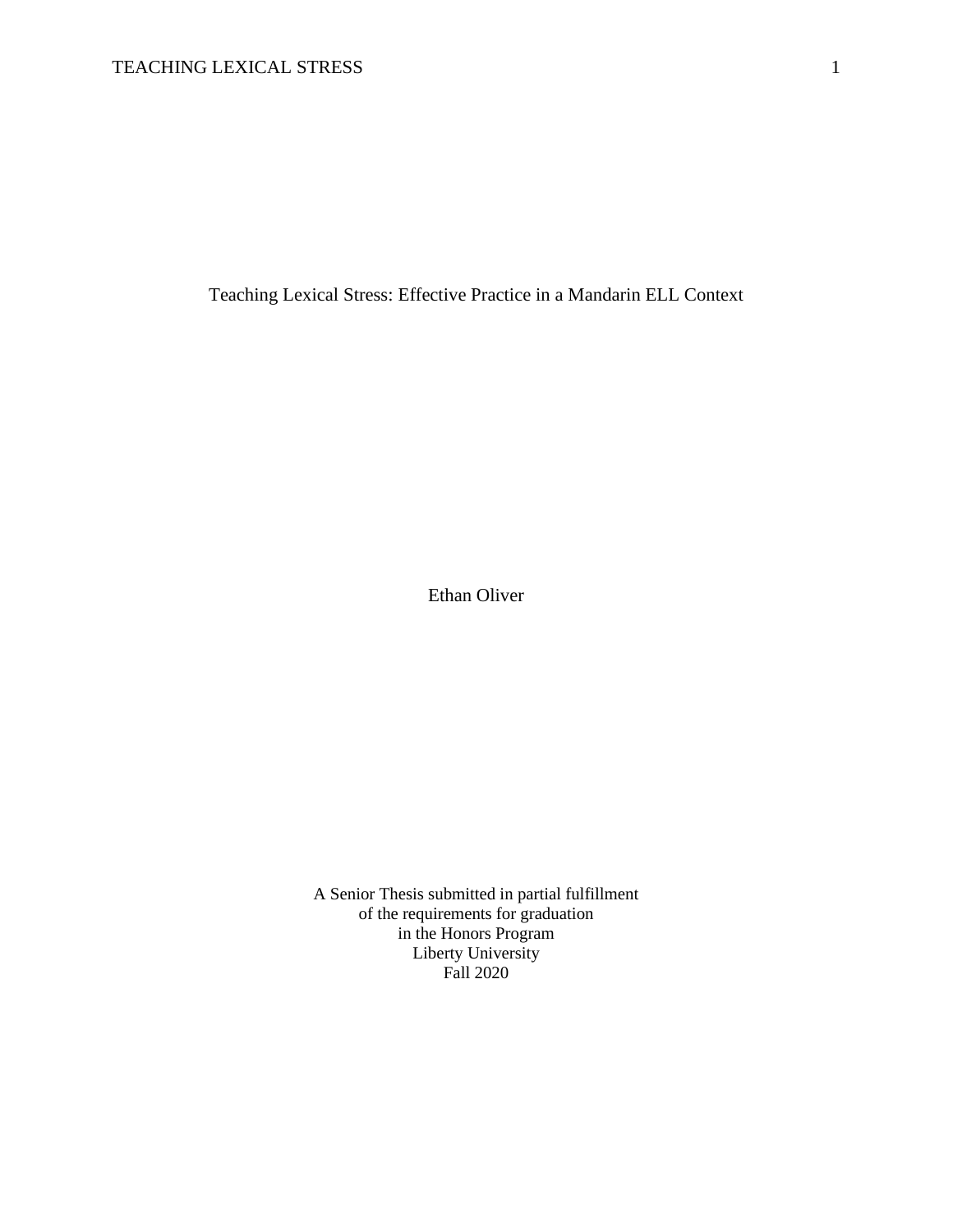# Teaching Lexical Stress: Effective Practice in a Mandarin ELL Context

Ethan Oliver

A Senior Thesis submitted in partial fulfillment
of the requirements for graduation
in the Honors Program
Liberty University
Fall 2020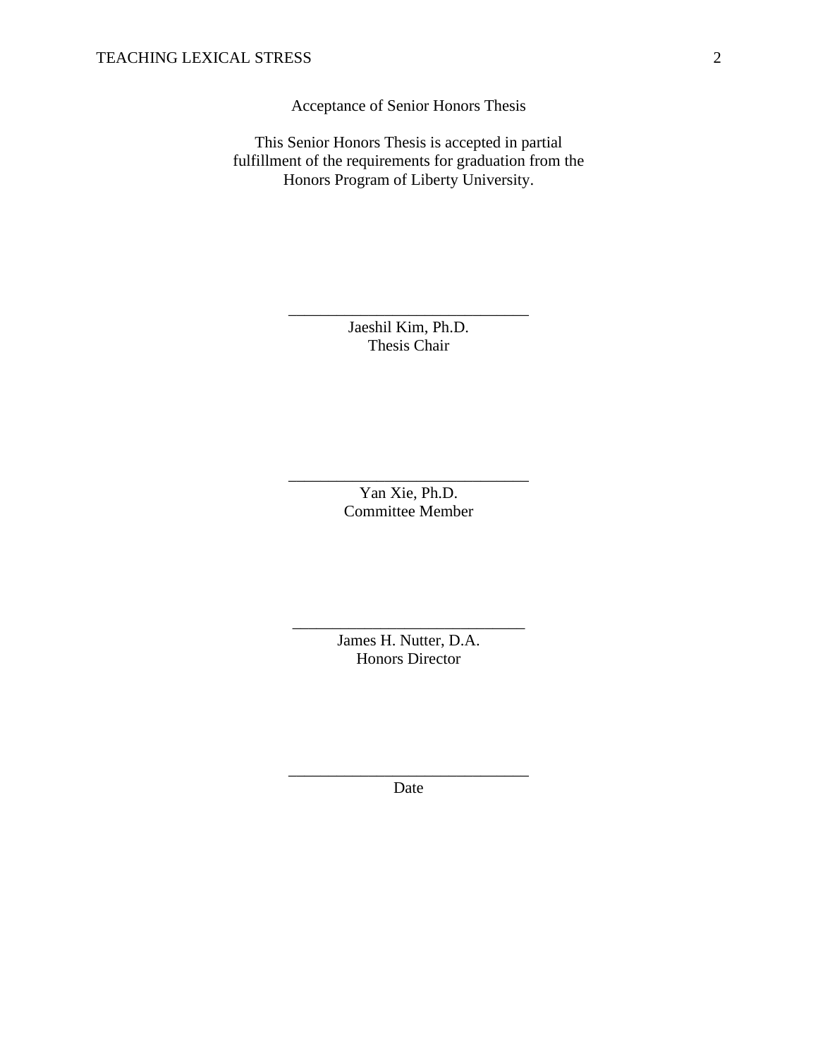Acceptance of Senior Honors Thesis

This Senior Honors Thesis is accepted in partial fulfillment of the requirements for graduation from the Honors Program of Liberty University.

______________________________
Jaeshil Kim, Ph.D.
Thesis Chair

______________________________
Yan Xie, Ph.D.
Committee Member

______________________________
James H. Nutter, D.A.
Honors Director

______________________________
Date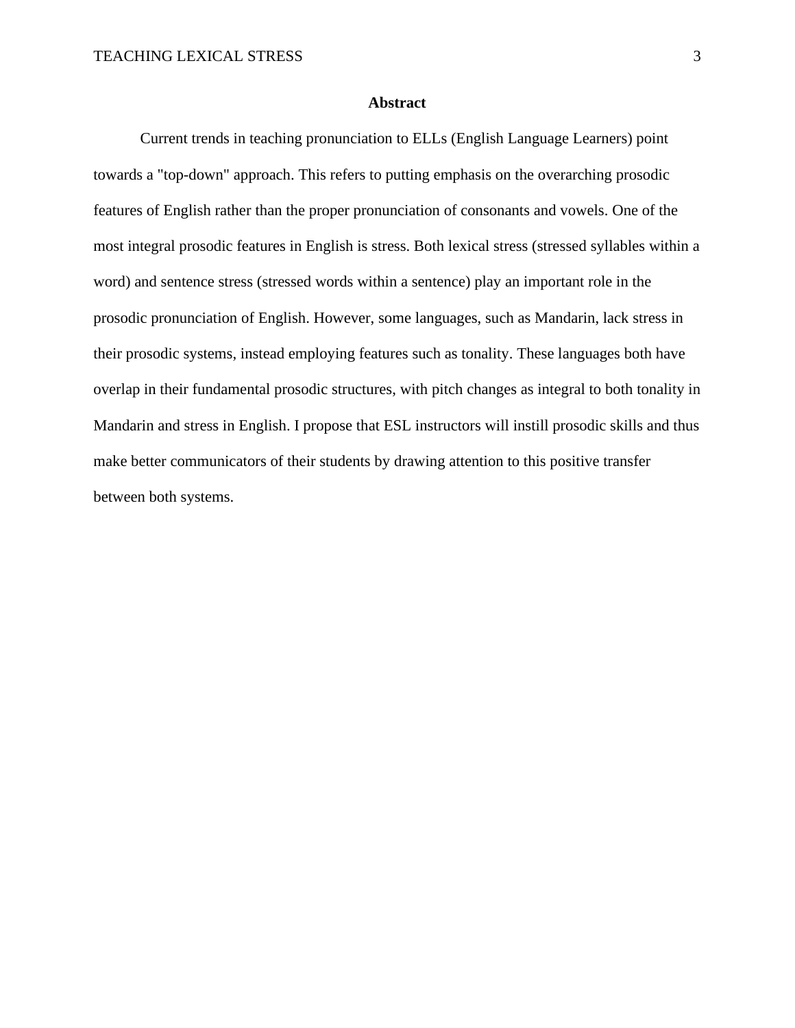# Abstract

Current trends in teaching pronunciation to ELLs (English Language Learners) point towards a "top-down" approach. This refers to putting emphasis on the overarching prosodic features of English rather than the proper pronunciation of consonants and vowels. One of the most integral prosodic features in English is stress. Both lexical stress (stressed syllables within a word) and sentence stress (stressed words within a sentence) play an important role in the prosodic pronunciation of English. However, some languages, such as Mandarin, lack stress in their prosodic systems, instead employing features such as tonality. These languages both have overlap in their fundamental prosodic structures, with pitch changes as integral to both tonality in Mandarin and stress in English. I propose that ESL instructors will instill prosodic skills and thus make better communicators of their students by drawing attention to this positive transfer between both systems.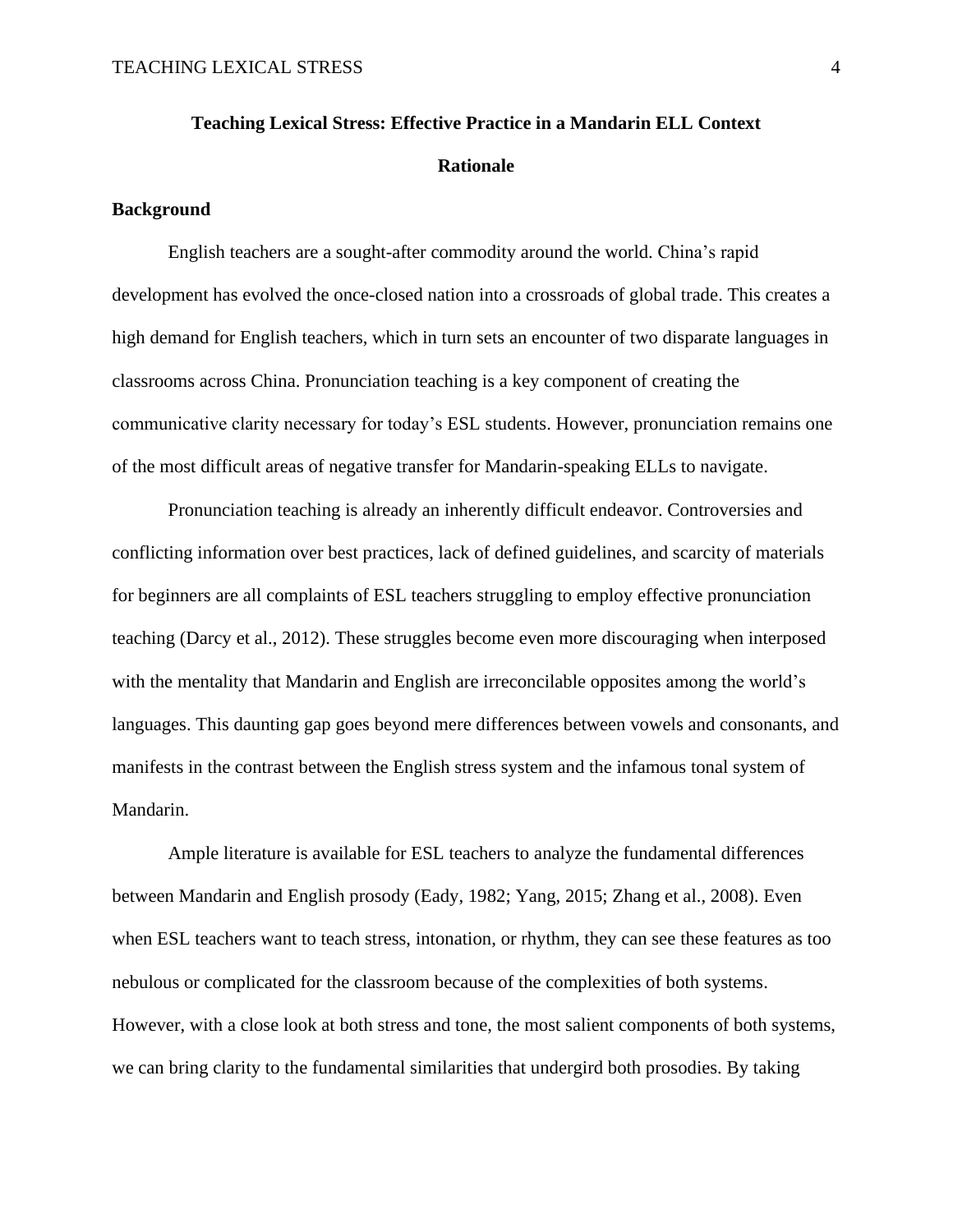# Teaching Lexical Stress: Effective Practice in a Mandarin ELL Context

## Rationale

### Background

English teachers are a sought-after commodity around the world. China's rapid development has evolved the once-closed nation into a crossroads of global trade. This creates a high demand for English teachers, which in turn sets an encounter of two disparate languages in classrooms across China. Pronunciation teaching is a key component of creating the communicative clarity necessary for today's ESL students. However, pronunciation remains one of the most difficult areas of negative transfer for Mandarin-speaking ELLs to navigate.

Pronunciation teaching is already an inherently difficult endeavor. Controversies and conflicting information over best practices, lack of defined guidelines, and scarcity of materials for beginners are all complaints of ESL teachers struggling to employ effective pronunciation teaching (Darcy et al., 2012). These struggles become even more discouraging when interposed with the mentality that Mandarin and English are irreconcilable opposites among the world's languages. This daunting gap goes beyond mere differences between vowels and consonants, and manifests in the contrast between the English stress system and the infamous tonal system of Mandarin.

Ample literature is available for ESL teachers to analyze the fundamental differences between Mandarin and English prosody (Eady, 1982; Yang, 2015; Zhang et al., 2008). Even when ESL teachers want to teach stress, intonation, or rhythm, they can see these features as too nebulous or complicated for the classroom because of the complexities of both systems. However, with a close look at both stress and tone, the most salient components of both systems, we can bring clarity to the fundamental similarities that undergird both prosodies. By taking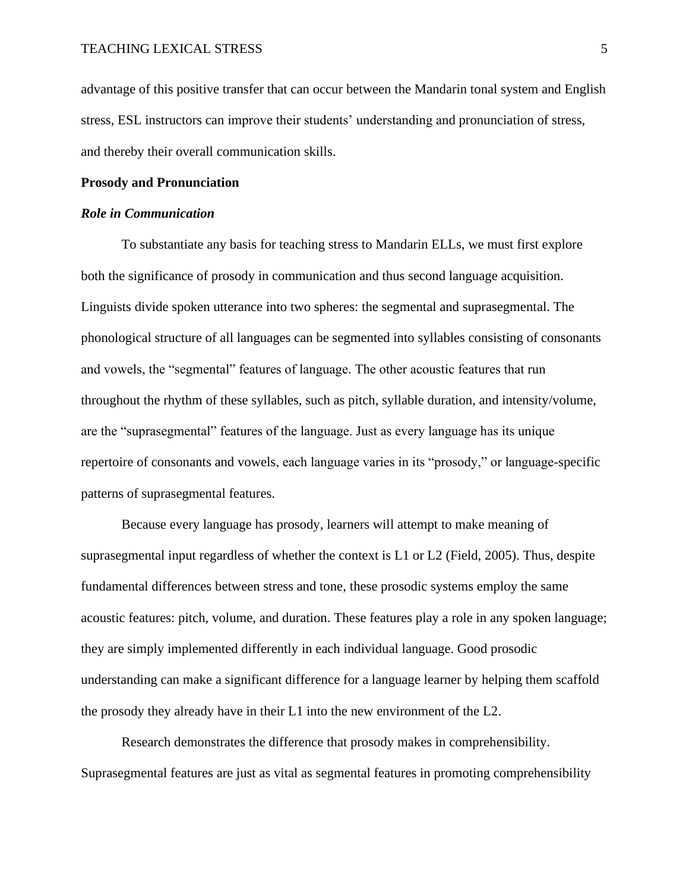advantage of this positive transfer that can occur between the Mandarin tonal system and English stress, ESL instructors can improve their students' understanding and pronunciation of stress, and thereby their overall communication skills.

## Prosody and Pronunciation

### *Role in Communication*

To substantiate any basis for teaching stress to Mandarin ELLs, we must first explore both the significance of prosody in communication and thus second language acquisition. Linguists divide spoken utterance into two spheres: the segmental and suprasegmental. The phonological structure of all languages can be segmented into syllables consisting of consonants and vowels, the "segmental" features of language. The other acoustic features that run throughout the rhythm of these syllables, such as pitch, syllable duration, and intensity/volume, are the "suprasegmental" features of the language. Just as every language has its unique repertoire of consonants and vowels, each language varies in its "prosody," or language-specific patterns of suprasegmental features.

Because every language has prosody, learners will attempt to make meaning of suprasegmental input regardless of whether the context is L1 or L2 (Field, 2005). Thus, despite fundamental differences between stress and tone, these prosodic systems employ the same acoustic features: pitch, volume, and duration. These features play a role in any spoken language; they are simply implemented differently in each individual language. Good prosodic understanding can make a significant difference for a language learner by helping them scaffold the prosody they already have in their L1 into the new environment of the L2.

Research demonstrates the difference that prosody makes in comprehensibility. Suprasegmental features are just as vital as segmental features in promoting comprehensibility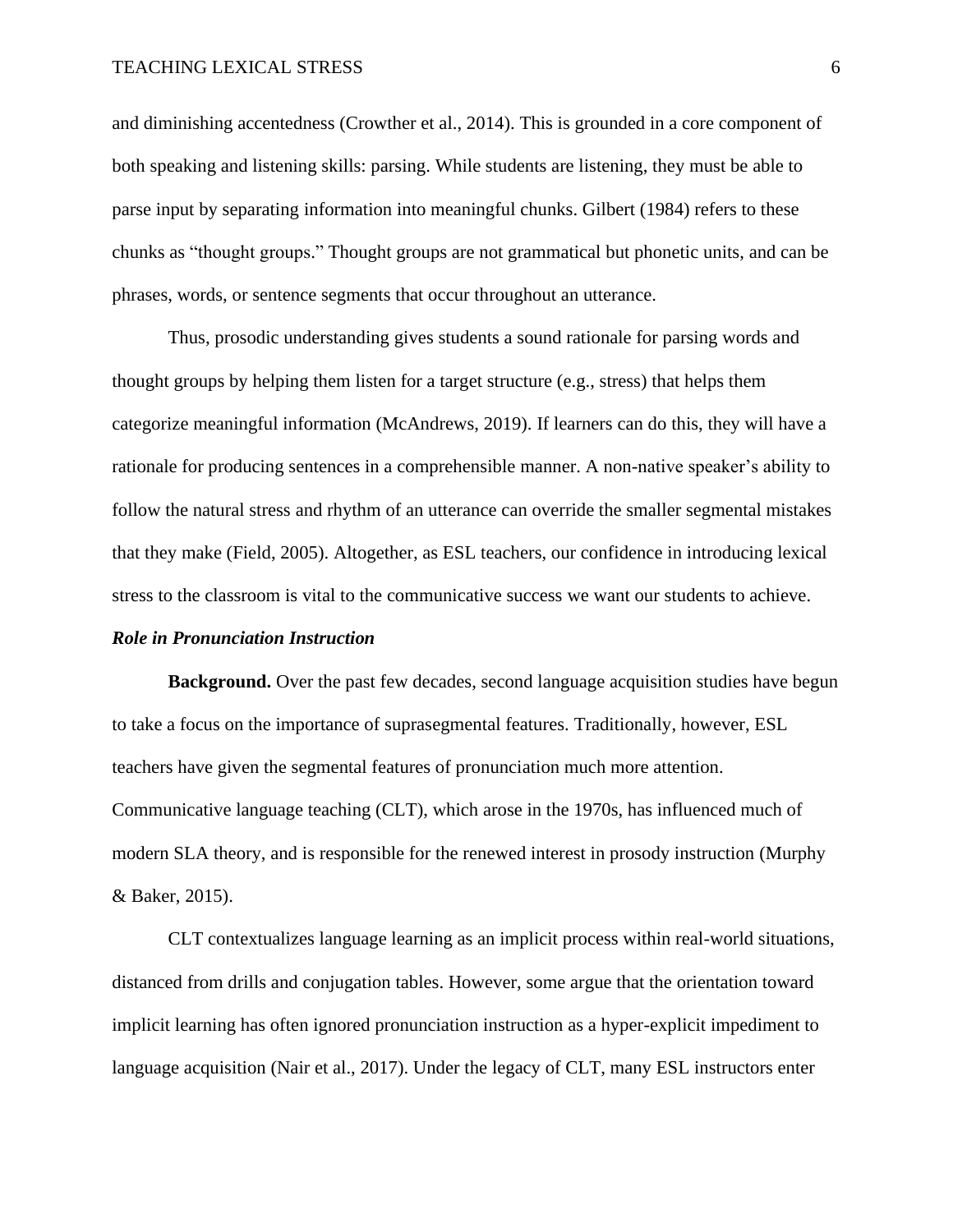and diminishing accentedness (Crowther et al., 2014). This is grounded in a core component of both speaking and listening skills: parsing. While students are listening, they must be able to parse input by separating information into meaningful chunks. Gilbert (1984) refers to these chunks as "thought groups." Thought groups are not grammatical but phonetic units, and can be phrases, words, or sentence segments that occur throughout an utterance.

Thus, prosodic understanding gives students a sound rationale for parsing words and thought groups by helping them listen for a target structure (e.g., stress) that helps them categorize meaningful information (McAndrews, 2019). If learners can do this, they will have a rationale for producing sentences in a comprehensible manner. A non-native speaker's ability to follow the natural stress and rhythm of an utterance can override the smaller segmental mistakes that they make (Field, 2005). Altogether, as ESL teachers, our confidence in introducing lexical stress to the classroom is vital to the communicative success we want our students to achieve.

### *Role in Pronunciation Instruction*

**Background.** Over the past few decades, second language acquisition studies have begun to take a focus on the importance of suprasegmental features. Traditionally, however, ESL teachers have given the segmental features of pronunciation much more attention. Communicative language teaching (CLT), which arose in the 1970s, has influenced much of modern SLA theory, and is responsible for the renewed interest in prosody instruction (Murphy & Baker, 2015).

CLT contextualizes language learning as an implicit process within real-world situations, distanced from drills and conjugation tables. However, some argue that the orientation toward implicit learning has often ignored pronunciation instruction as a hyper-explicit impediment to language acquisition (Nair et al., 2017). Under the legacy of CLT, many ESL instructors enter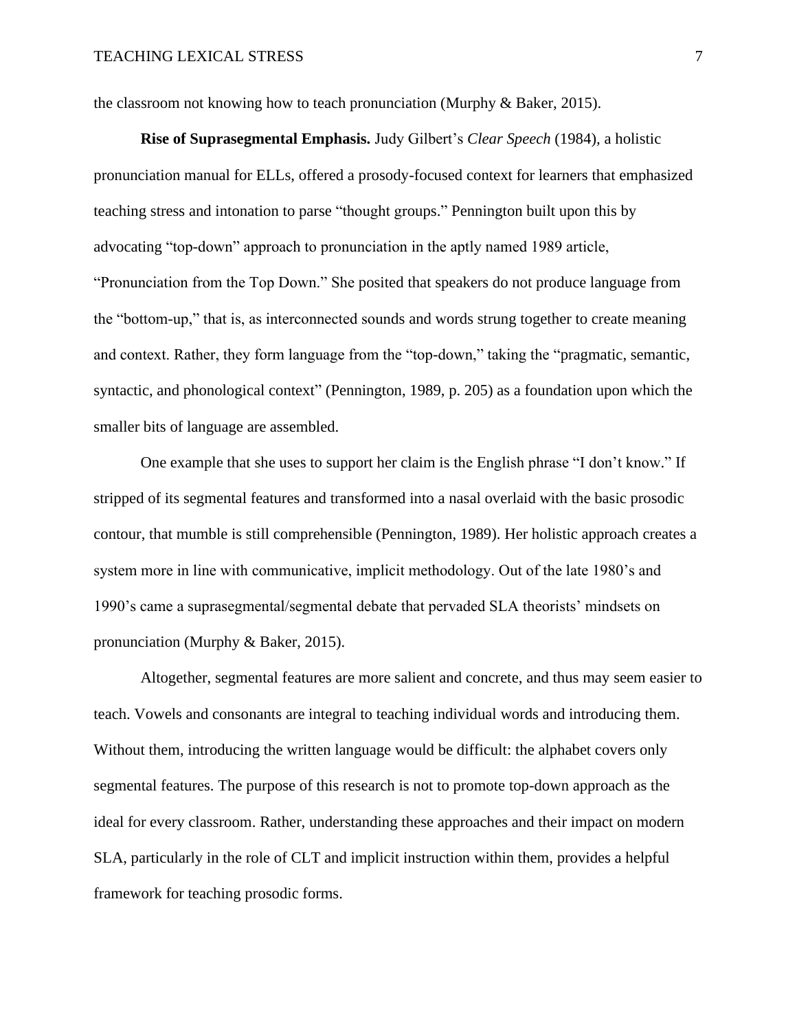the classroom not knowing how to teach pronunciation (Murphy & Baker, 2015).

**Rise of Suprasegmental Emphasis.** Judy Gilbert's *Clear Speech* (1984), a holistic pronunciation manual for ELLs, offered a prosody-focused context for learners that emphasized teaching stress and intonation to parse "thought groups." Pennington built upon this by advocating "top-down" approach to pronunciation in the aptly named 1989 article, "Pronunciation from the Top Down." She posited that speakers do not produce language from the "bottom-up," that is, as interconnected sounds and words strung together to create meaning and context. Rather, they form language from the "top-down," taking the "pragmatic, semantic, syntactic, and phonological context" (Pennington, 1989, p. 205) as a foundation upon which the smaller bits of language are assembled.

One example that she uses to support her claim is the English phrase "I don't know." If stripped of its segmental features and transformed into a nasal overlaid with the basic prosodic contour, that mumble is still comprehensible (Pennington, 1989). Her holistic approach creates a system more in line with communicative, implicit methodology. Out of the late 1980's and 1990's came a suprasegmental/segmental debate that pervaded SLA theorists' mindsets on pronunciation (Murphy & Baker, 2015).

Altogether, segmental features are more salient and concrete, and thus may seem easier to teach. Vowels and consonants are integral to teaching individual words and introducing them. Without them, introducing the written language would be difficult: the alphabet covers only segmental features. The purpose of this research is not to promote top-down approach as the ideal for every classroom. Rather, understanding these approaches and their impact on modern SLA, particularly in the role of CLT and implicit instruction within them, provides a helpful framework for teaching prosodic forms.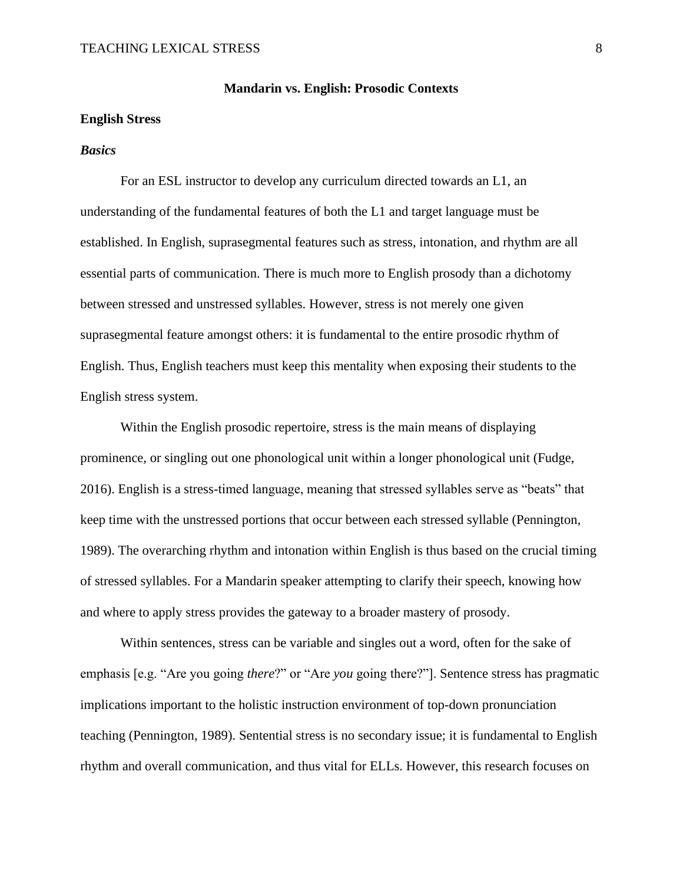## Mandarin vs. English: Prosodic Contexts

### English Stress

#### *Basics*

For an ESL instructor to develop any curriculum directed towards an L1, an understanding of the fundamental features of both the L1 and target language must be established. In English, suprasegmental features such as stress, intonation, and rhythm are all essential parts of communication. There is much more to English prosody than a dichotomy between stressed and unstressed syllables. However, stress is not merely one given suprasegmental feature amongst others: it is fundamental to the entire prosodic rhythm of English. Thus, English teachers must keep this mentality when exposing their students to the English stress system.

Within the English prosodic repertoire, stress is the main means of displaying prominence, or singling out one phonological unit within a longer phonological unit (Fudge, 2016). English is a stress-timed language, meaning that stressed syllables serve as "beats" that keep time with the unstressed portions that occur between each stressed syllable (Pennington, 1989). The overarching rhythm and intonation within English is thus based on the crucial timing of stressed syllables. For a Mandarin speaker attempting to clarify their speech, knowing how and where to apply stress provides the gateway to a broader mastery of prosody.

Within sentences, stress can be variable and singles out a word, often for the sake of emphasis [e.g. "Are you going *there*?" or "Are *you* going there?"]. Sentence stress has pragmatic implications important to the holistic instruction environment of top-down pronunciation teaching (Pennington, 1989). Sentential stress is no secondary issue; it is fundamental to English rhythm and overall communication, and thus vital for ELLs. However, this research focuses on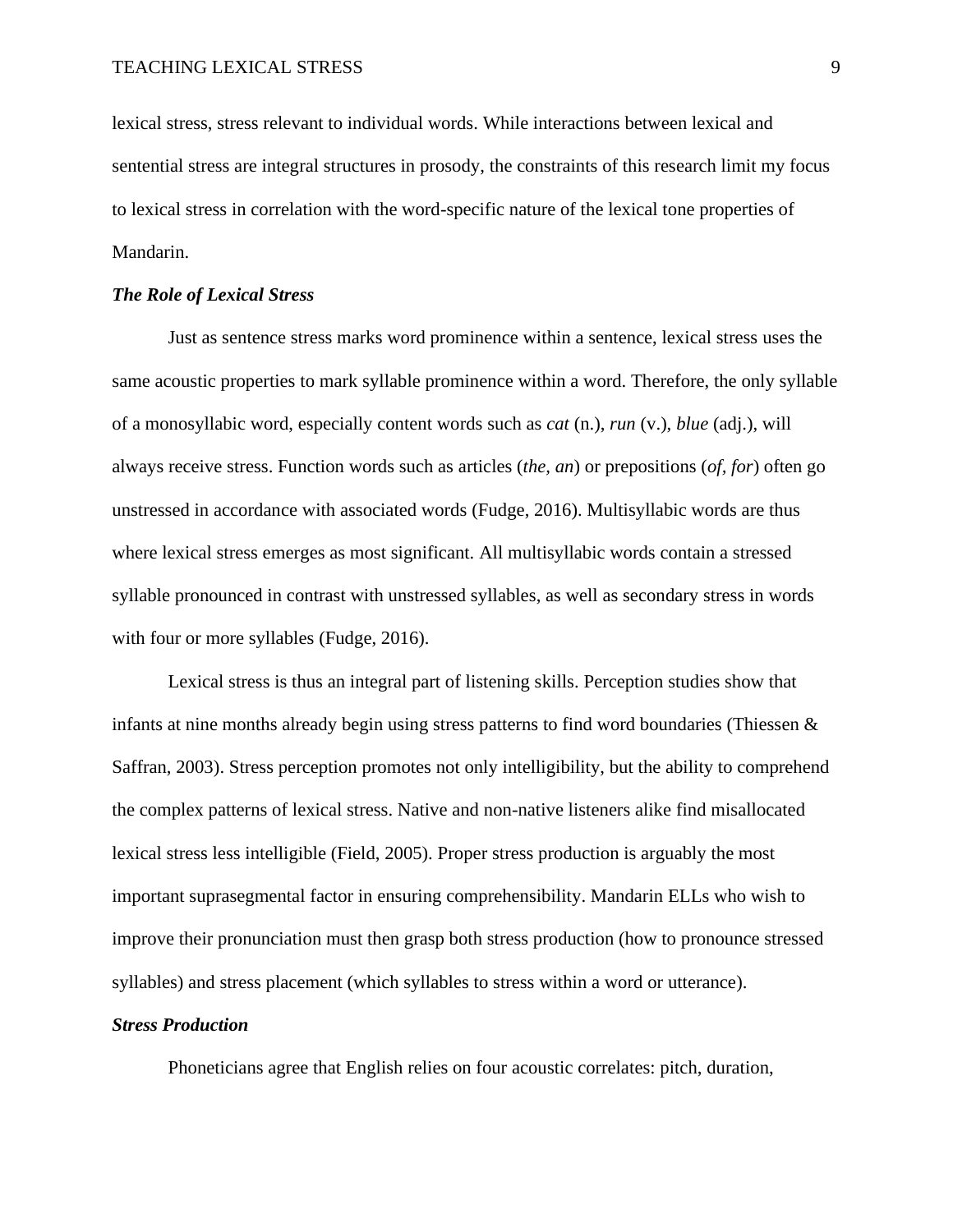lexical stress, stress relevant to individual words. While interactions between lexical and sentential stress are integral structures in prosody, the constraints of this research limit my focus to lexical stress in correlation with the word-specific nature of the lexical tone properties of Mandarin.

### *The Role of Lexical Stress*

Just as sentence stress marks word prominence within a sentence, lexical stress uses the same acoustic properties to mark syllable prominence within a word. Therefore, the only syllable of a monosyllabic word, especially content words such as *cat* (n.), *run* (v.), *blue* (adj.), will always receive stress. Function words such as articles (*the, an*) or prepositions (*of, for*) often go unstressed in accordance with associated words (Fudge, 2016). Multisyllabic words are thus where lexical stress emerges as most significant. All multisyllabic words contain a stressed syllable pronounced in contrast with unstressed syllables, as well as secondary stress in words with four or more syllables (Fudge, 2016).

Lexical stress is thus an integral part of listening skills. Perception studies show that infants at nine months already begin using stress patterns to find word boundaries (Thiessen & Saffran, 2003). Stress perception promotes not only intelligibility, but the ability to comprehend the complex patterns of lexical stress. Native and non-native listeners alike find misallocated lexical stress less intelligible (Field, 2005). Proper stress production is arguably the most important suprasegmental factor in ensuring comprehensibility. Mandarin ELLs who wish to improve their pronunciation must then grasp both stress production (how to pronounce stressed syllables) and stress placement (which syllables to stress within a word or utterance).

### *Stress Production*

Phoneticians agree that English relies on four acoustic correlates: pitch, duration,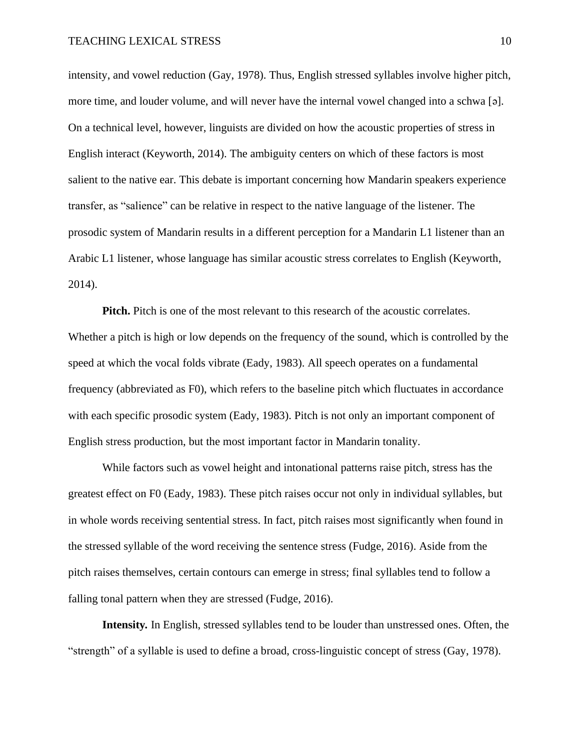intensity, and vowel reduction (Gay, 1978). Thus, English stressed syllables involve higher pitch, more time, and louder volume, and will never have the internal vowel changed into a schwa [ə]. On a technical level, however, linguists are divided on how the acoustic properties of stress in English interact (Keyworth, 2014). The ambiguity centers on which of these factors is most salient to the native ear. This debate is important concerning how Mandarin speakers experience transfer, as "salience" can be relative in respect to the native language of the listener. The prosodic system of Mandarin results in a different perception for a Mandarin L1 listener than an Arabic L1 listener, whose language has similar acoustic stress correlates to English (Keyworth, 2014).

**Pitch.** Pitch is one of the most relevant to this research of the acoustic correlates. Whether a pitch is high or low depends on the frequency of the sound, which is controlled by the speed at which the vocal folds vibrate (Eady, 1983). All speech operates on a fundamental frequency (abbreviated as F0), which refers to the baseline pitch which fluctuates in accordance with each specific prosodic system (Eady, 1983). Pitch is not only an important component of English stress production, but the most important factor in Mandarin tonality.

While factors such as vowel height and intonational patterns raise pitch, stress has the greatest effect on F0 (Eady, 1983). These pitch raises occur not only in individual syllables, but in whole words receiving sentential stress. In fact, pitch raises most significantly when found in the stressed syllable of the word receiving the sentence stress (Fudge, 2016). Aside from the pitch raises themselves, certain contours can emerge in stress; final syllables tend to follow a falling tonal pattern when they are stressed (Fudge, 2016).

**Intensity.** In English, stressed syllables tend to be louder than unstressed ones. Often, the "strength" of a syllable is used to define a broad, cross-linguistic concept of stress (Gay, 1978).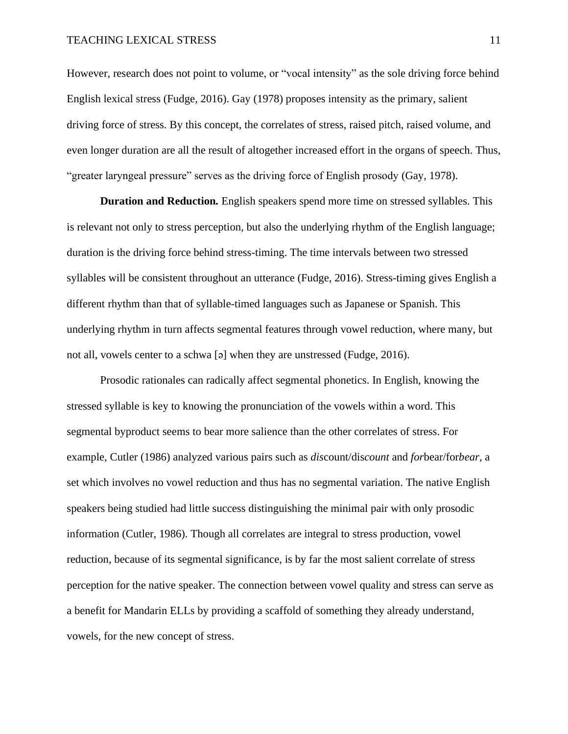However, research does not point to volume, or "vocal intensity" as the sole driving force behind English lexical stress (Fudge, 2016). Gay (1978) proposes intensity as the primary, salient driving force of stress. By this concept, the correlates of stress, raised pitch, raised volume, and even longer duration are all the result of altogether increased effort in the organs of speech. Thus, "greater laryngeal pressure" serves as the driving force of English prosody (Gay, 1978).

**Duration and Reduction.** English speakers spend more time on stressed syllables. This is relevant not only to stress perception, but also the underlying rhythm of the English language; duration is the driving force behind stress-timing. The time intervals between two stressed syllables will be consistent throughout an utterance (Fudge, 2016). Stress-timing gives English a different rhythm than that of syllable-timed languages such as Japanese or Spanish. This underlying rhythm in turn affects segmental features through vowel reduction, where many, but not all, vowels center to a schwa [ə] when they are unstressed (Fudge, 2016).

Prosodic rationales can radically affect segmental phonetics. In English, knowing the stressed syllable is key to knowing the pronunciation of the vowels within a word. This segmental byproduct seems to bear more salience than the other correlates of stress. For example, Cutler (1986) analyzed various pairs such as *dis*count/dis*count* and *for*bear/for*bear,* a set which involves no vowel reduction and thus has no segmental variation. The native English speakers being studied had little success distinguishing the minimal pair with only prosodic information (Cutler, 1986). Though all correlates are integral to stress production, vowel reduction, because of its segmental significance, is by far the most salient correlate of stress perception for the native speaker. The connection between vowel quality and stress can serve as a benefit for Mandarin ELLs by providing a scaffold of something they already understand, vowels, for the new concept of stress.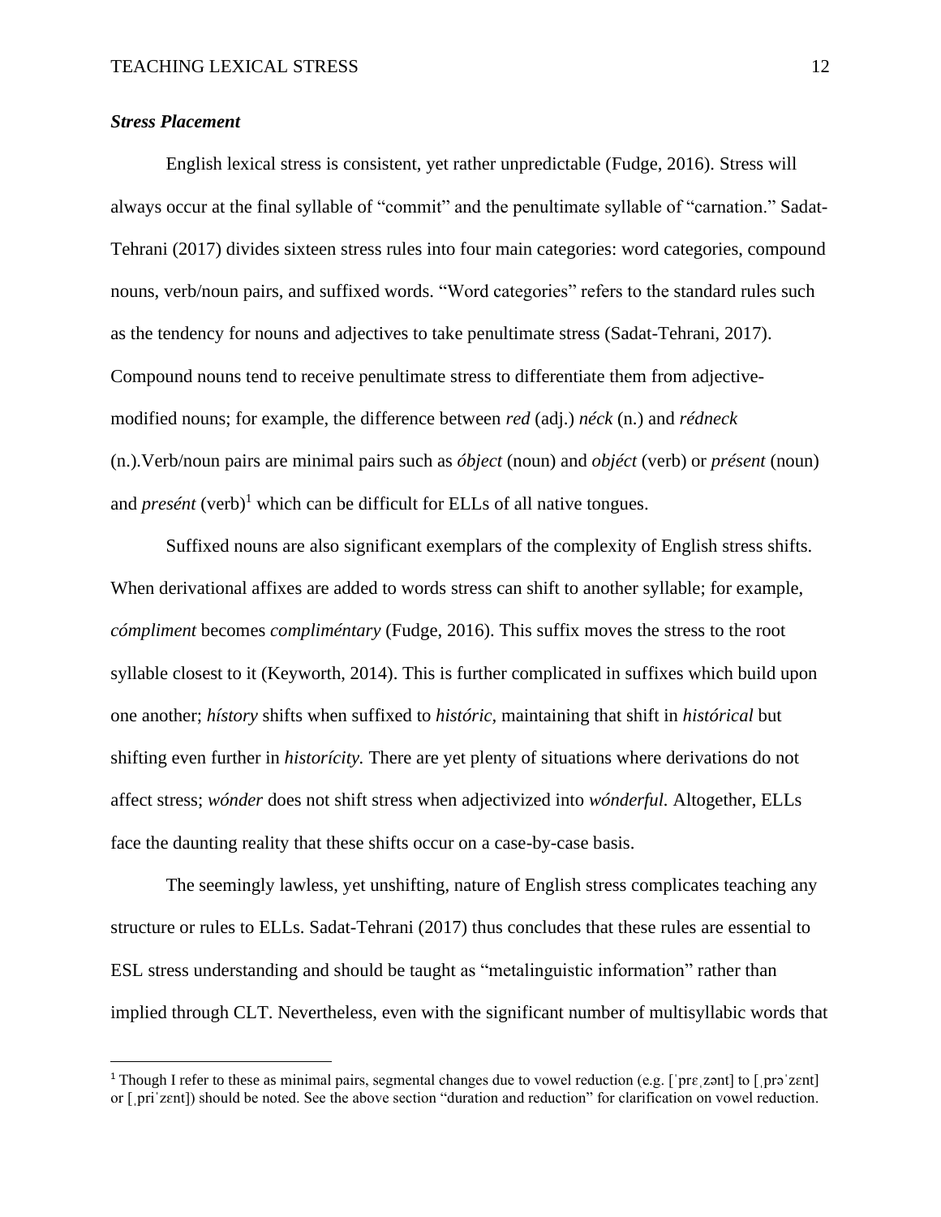***Stress Placement***

English lexical stress is consistent, yet rather unpredictable (Fudge, 2016). Stress will always occur at the final syllable of "commit" and the penultimate syllable of "carnation." Sadat-Tehrani (2017) divides sixteen stress rules into four main categories: word categories, compound nouns, verb/noun pairs, and suffixed words. "Word categories" refers to the standard rules such as the tendency for nouns and adjectives to take penultimate stress (Sadat-Tehrani, 2017). Compound nouns tend to receive penultimate stress to differentiate them from adjective-modified nouns; for example, the difference between *red* (adj.) *néck* (n.) and *rédneck* (n.).Verb/noun pairs are minimal pairs such as *óbject* (noun) and *objéct* (verb) or *présent* (noun) and *presént* (verb)[1] which can be difficult for ELLs of all native tongues.

Suffixed nouns are also significant exemplars of the complexity of English stress shifts. When derivational affixes are added to words stress can shift to another syllable; for example, *cómpliment* becomes *compliméntary* (Fudge, 2016). This suffix moves the stress to the root syllable closest to it (Keyworth, 2014). This is further complicated in suffixes which build upon one another; *hístory* shifts when suffixed to *históric,* maintaining that shift in *históric al* but shifting even further in *historícity.* There are yet plenty of situations where derivations do not affect stress; *wónder* does not shift stress when adjectivized into *wónderful.* Altogether, ELLs face the daunting reality that these shifts occur on a case-by-case basis.

The seemingly lawless, yet unshifting, nature of English stress complicates teaching any structure or rules to ELLs. Sadat-Tehrani (2017) thus concludes that these rules are essential to ESL stress understanding and should be taught as "metalinguistic information" rather than implied through CLT. Nevertheless, even with the significant number of multisyllabic words that

[1] Though I refer to these as minimal pairs, segmental changes due to vowel reduction (e.g. [ˈprɛˌzənt] to [ˌprəˈzɛnt] or [ˌpriˈzɛnt]) should be noted. See the above section "duration and reduction" for clarification on vowel reduction.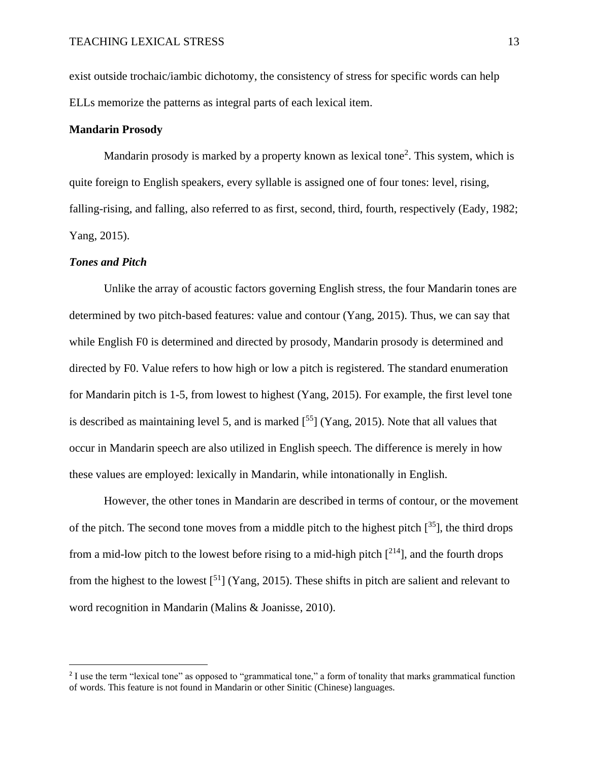exist outside trochaic/iambic dichotomy, the consistency of stress for specific words can help ELLs memorize the patterns as integral parts of each lexical item.

## Mandarin Prosody

Mandarin prosody is marked by a property known as lexical tone[2]. This system, which is quite foreign to English speakers, every syllable is assigned one of four tones: level, rising, falling-rising, and falling, also referred to as first, second, third, fourth, respectively (Eady, 1982; Yang, 2015).

### *Tones and Pitch*

Unlike the array of acoustic factors governing English stress, the four Mandarin tones are determined by two pitch-based features: value and contour (Yang, 2015). Thus, we can say that while English F0 is determined and directed by prosody, Mandarin prosody is determined and directed by F0. Value refers to how high or low a pitch is registered. The standard enumeration for Mandarin pitch is 1-5, from lowest to highest (Yang, 2015). For example, the first level tone is described as maintaining level 5, and is marked [$^{55}$] (Yang, 2015). Note that all values that occur in Mandarin speech are also utilized in English speech. The difference is merely in how these values are employed: lexically in Mandarin, while intonationally in English.

However, the other tones in Mandarin are described in terms of contour, or the movement of the pitch. The second tone moves from a middle pitch to the highest pitch [$^{35}$], the third drops from a mid-low pitch to the lowest before rising to a mid-high pitch [$^{214}$], and the fourth drops from the highest to the lowest [$^{51}$] (Yang, 2015). These shifts in pitch are salient and relevant to word recognition in Mandarin (Malins & Joanisse, 2010).

---

[2] I use the term "lexical tone" as opposed to "grammatical tone," a form of tonality that marks grammatical function of words. This feature is not found in Mandarin or other Sinitic (Chinese) languages.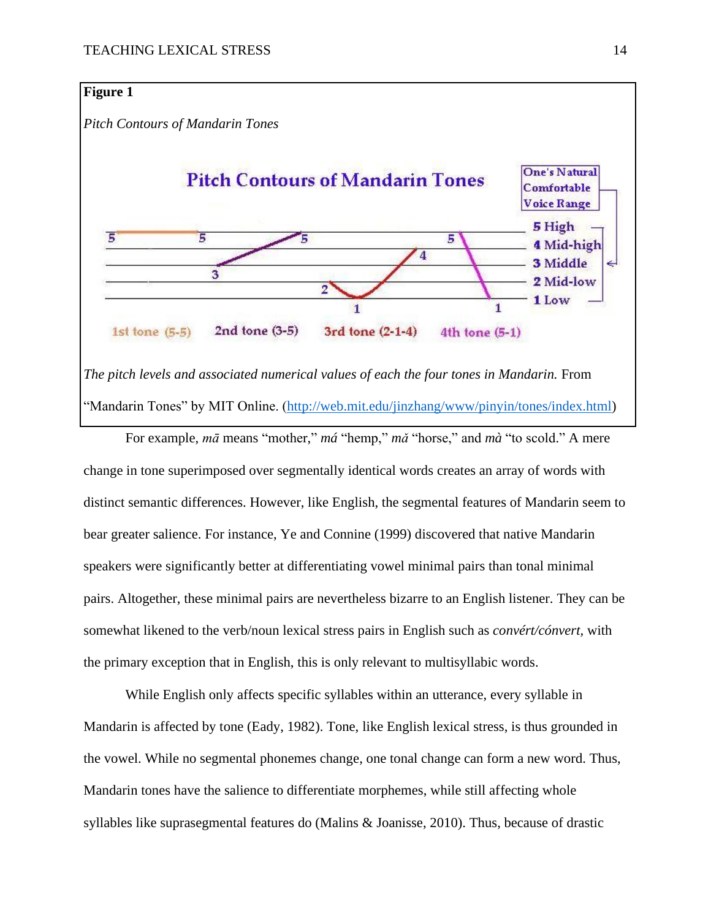**Figure 1**

*Pitch Contours of Mandarin Tones*

*The pitch levels and associated numerical values of each the four tones in Mandarin.* From "Mandarin Tones" by MIT Online. (http://web.mit.edu/jinzhang/www/pinyin/tones/index.html)

For example, *mā* means "mother," *má* "hemp," *mǎ* "horse," and *mà* "to scold." A mere change in tone superimposed over segmentally identical words creates an array of words with distinct semantic differences. However, like English, the segmental features of Mandarin seem to bear greater salience. For instance, Ye and Connine (1999) discovered that native Mandarin speakers were significantly better at differentiating vowel minimal pairs than tonal minimal pairs. Altogether, these minimal pairs are nevertheless bizarre to an English listener. They can be somewhat likened to the verb/noun lexical stress pairs in English such as *convért/cónvert*, with the primary exception that in English, this is only relevant to multisyllabic words.

While English only affects specific syllables within an utterance, every syllable in Mandarin is affected by tone (Eady, 1982). Tone, like English lexical stress, is thus grounded in the vowel. While no segmental phonemes change, one tonal change can form a new word. Thus, Mandarin tones have the salience to differentiate morphemes, while still affecting whole syllables like suprasegmental features do (Malins & Joanisse, 2010). Thus, because of drastic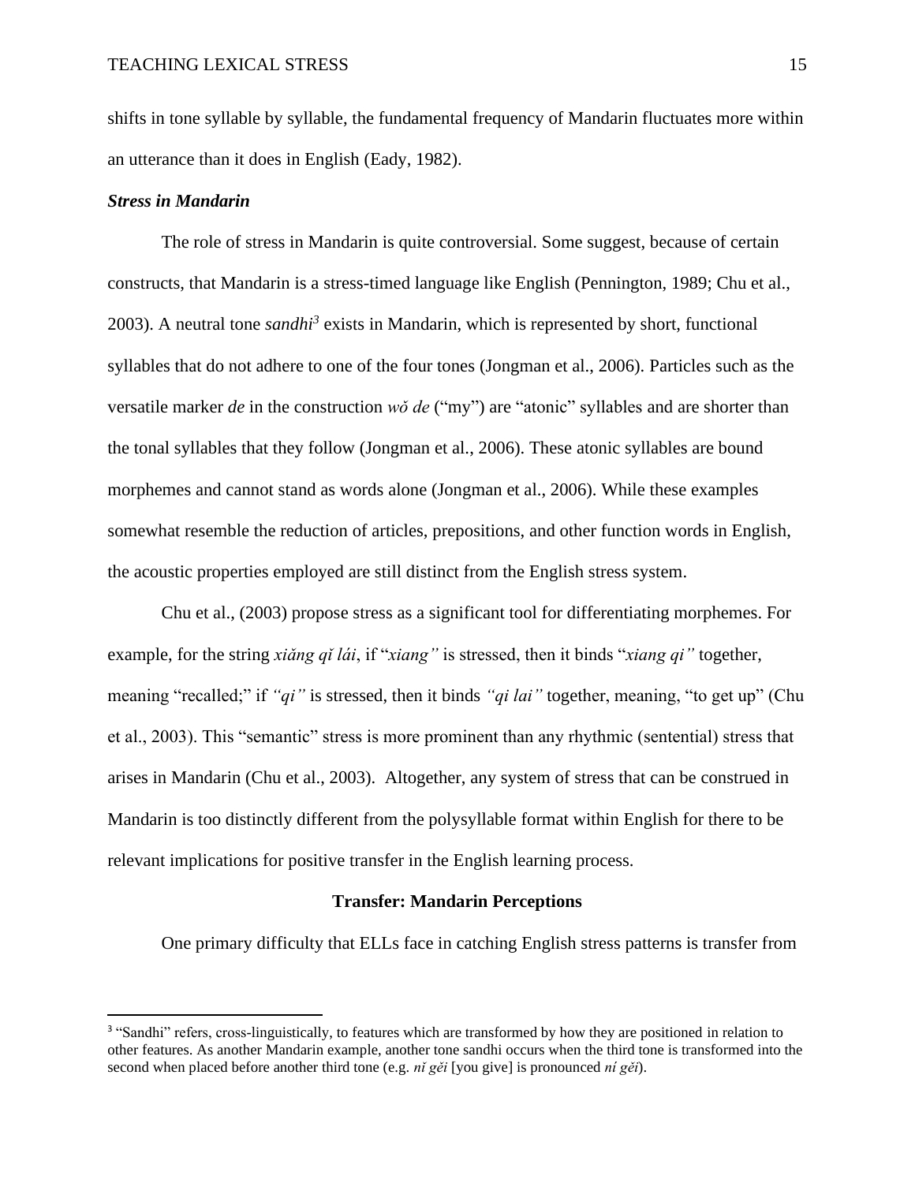shifts in tone syllable by syllable, the fundamental frequency of Mandarin fluctuates more within an utterance than it does in English (Eady, 1982).

### ***Stress in Mandarin***

The role of stress in Mandarin is quite controversial. Some suggest, because of certain constructs, that Mandarin is a stress-timed language like English (Pennington, 1989; Chu et al., 2003). A neutral tone *sandhi*[3] exists in Mandarin, which is represented by short, functional syllables that do not adhere to one of the four tones (Jongman et al., 2006). Particles such as the versatile marker *de* in the construction *wǒ de* ("my") are "atonic" syllables and are shorter than the tonal syllables that they follow (Jongman et al., 2006). These atonic syllables are bound morphemes and cannot stand as words alone (Jongman et al., 2006). While these examples somewhat resemble the reduction of articles, prepositions, and other function words in English, the acoustic properties employed are still distinct from the English stress system.

Chu et al., (2003) propose stress as a significant tool for differentiating morphemes. For example, for the string *xiǎng qǐ lái*, if "*xiang"* is stressed, then it binds "*xiang qi"* together, meaning "recalled;" if *"qi"* is stressed, then it binds *"qi lai"* together, meaning, "to get up" (Chu et al., 2003). This "semantic" stress is more prominent than any rhythmic (sentential) stress that arises in Mandarin (Chu et al., 2003). Altogether, any system of stress that can be construed in Mandarin is too distinctly different from the polysyllable format within English for there to be relevant implications for positive transfer in the English learning process.

## **Transfer: Mandarin Perceptions**

One primary difficulty that ELLs face in catching English stress patterns is transfer from

---

[3] "Sandhi" refers, cross-linguistically, to features which are transformed by how they are positioned in relation to other features. As another Mandarin example, another tone sandhi occurs when the third tone is transformed into the second when placed before another third tone (e.g. *nǐ gěi* [you give] is pronounced *ní gěi*).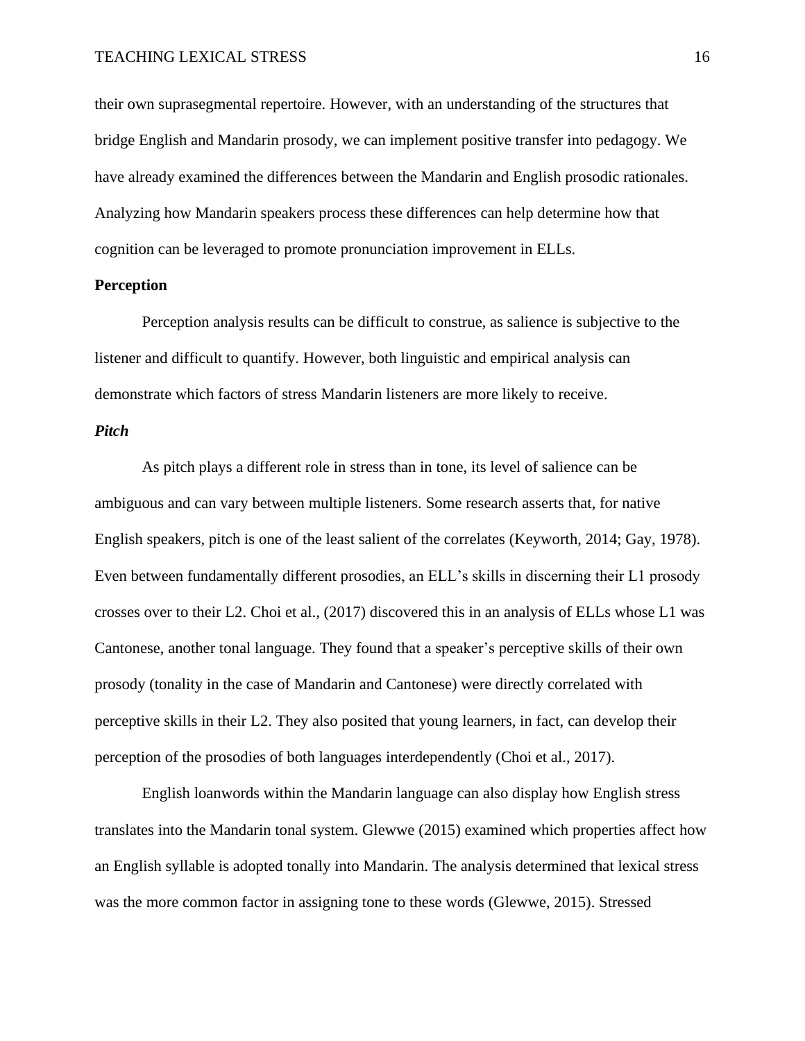their own suprasegmental repertoire. However, with an understanding of the structures that bridge English and Mandarin prosody, we can implement positive transfer into pedagogy. We have already examined the differences between the Mandarin and English prosodic rationales. Analyzing how Mandarin speakers process these differences can help determine how that cognition can be leveraged to promote pronunciation improvement in ELLs.

## Perception

Perception analysis results can be difficult to construe, as salience is subjective to the listener and difficult to quantify. However, both linguistic and empirical analysis can demonstrate which factors of stress Mandarin listeners are more likely to receive.

### *Pitch*

As pitch plays a different role in stress than in tone, its level of salience can be ambiguous and can vary between multiple listeners. Some research asserts that, for native English speakers, pitch is one of the least salient of the correlates (Keyworth, 2014; Gay, 1978). Even between fundamentally different prosodies, an ELL's skills in discerning their L1 prosody crosses over to their L2. Choi et al., (2017) discovered this in an analysis of ELLs whose L1 was Cantonese, another tonal language. They found that a speaker's perceptive skills of their own prosody (tonality in the case of Mandarin and Cantonese) were directly correlated with perceptive skills in their L2. They also posited that young learners, in fact, can develop their perception of the prosodies of both languages interdependently (Choi et al., 2017).

English loanwords within the Mandarin language can also display how English stress translates into the Mandarin tonal system. Glewwe (2015) examined which properties affect how an English syllable is adopted tonally into Mandarin. The analysis determined that lexical stress was the more common factor in assigning tone to these words (Glewwe, 2015). Stressed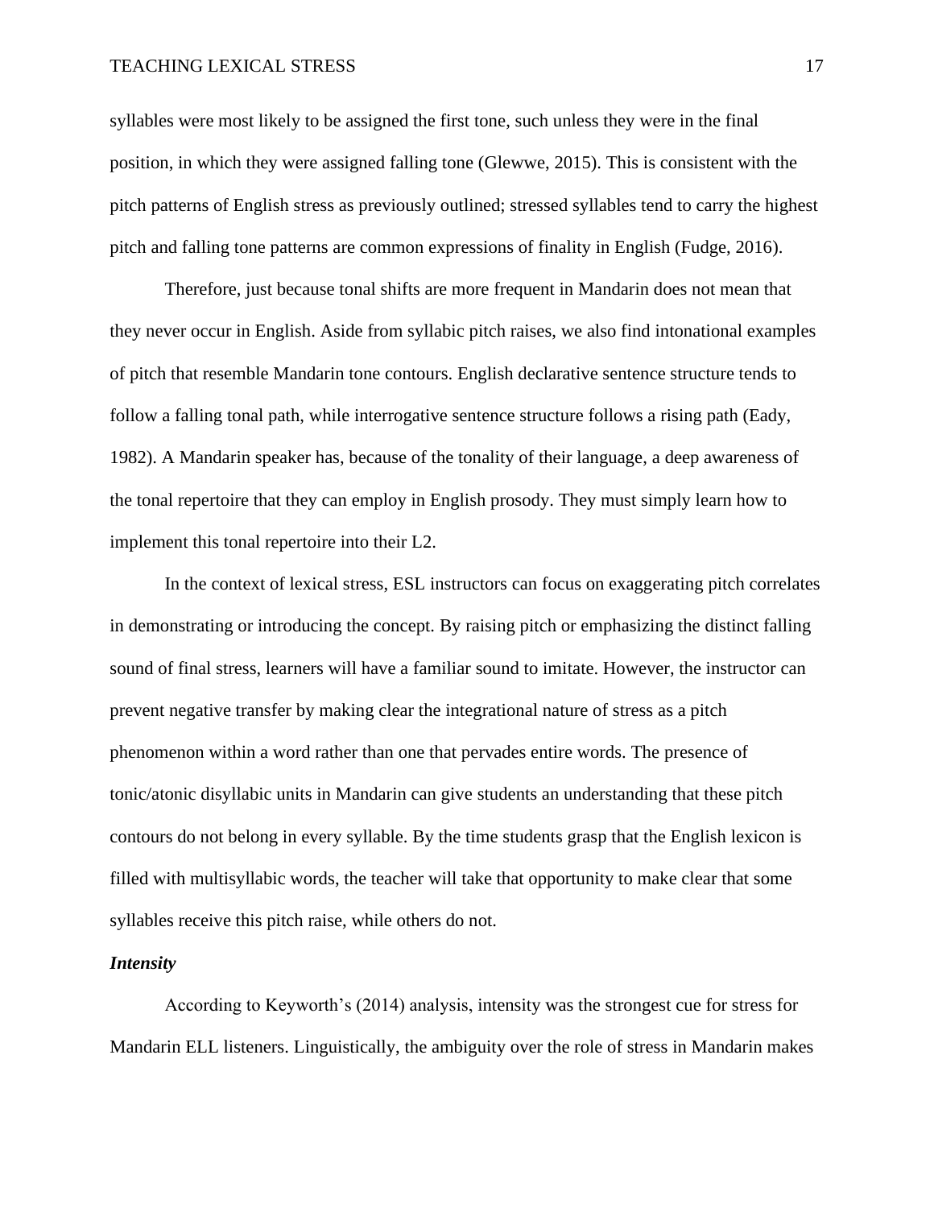syllables were most likely to be assigned the first tone, such unless they were in the final position, in which they were assigned falling tone (Glewwe, 2015). This is consistent with the pitch patterns of English stress as previously outlined; stressed syllables tend to carry the highest pitch and falling tone patterns are common expressions of finality in English (Fudge, 2016).

Therefore, just because tonal shifts are more frequent in Mandarin does not mean that they never occur in English. Aside from syllabic pitch raises, we also find intonational examples of pitch that resemble Mandarin tone contours. English declarative sentence structure tends to follow a falling tonal path, while interrogative sentence structure follows a rising path (Eady, 1982). A Mandarin speaker has, because of the tonality of their language, a deep awareness of the tonal repertoire that they can employ in English prosody. They must simply learn how to implement this tonal repertoire into their L2.

In the context of lexical stress, ESL instructors can focus on exaggerating pitch correlates in demonstrating or introducing the concept. By raising pitch or emphasizing the distinct falling sound of final stress, learners will have a familiar sound to imitate. However, the instructor can prevent negative transfer by making clear the integrational nature of stress as a pitch phenomenon within a word rather than one that pervades entire words. The presence of tonic/atonic disyllabic units in Mandarin can give students an understanding that these pitch contours do not belong in every syllable. By the time students grasp that the English lexicon is filled with multisyllabic words, the teacher will take that opportunity to make clear that some syllables receive this pitch raise, while others do not.

### *Intensity*

According to Keyworth's (2014) analysis, intensity was the strongest cue for stress for Mandarin ELL listeners. Linguistically, the ambiguity over the role of stress in Mandarin makes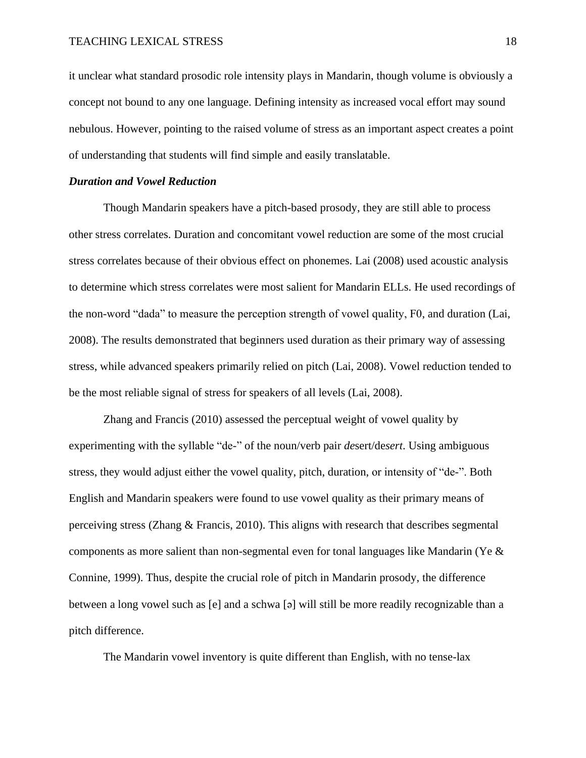it unclear what standard prosodic role intensity plays in Mandarin, though volume is obviously a concept not bound to any one language. Defining intensity as increased vocal effort may sound nebulous. However, pointing to the raised volume of stress as an important aspect creates a point of understanding that students will find simple and easily translatable.

### *Duration and Vowel Reduction*

Though Mandarin speakers have a pitch-based prosody, they are still able to process other stress correlates. Duration and concomitant vowel reduction are some of the most crucial stress correlates because of their obvious effect on phonemes. Lai (2008) used acoustic analysis to determine which stress correlates were most salient for Mandarin ELLs. He used recordings of the non-word "dada" to measure the perception strength of vowel quality, F0, and duration (Lai, 2008). The results demonstrated that beginners used duration as their primary way of assessing stress, while advanced speakers primarily relied on pitch (Lai, 2008). Vowel reduction tended to be the most reliable signal of stress for speakers of all levels (Lai, 2008).

Zhang and Francis (2010) assessed the perceptual weight of vowel quality by experimenting with the syllable "de-" of the noun/verb pair *de*sert/de*sert*. Using ambiguous stress, they would adjust either the vowel quality, pitch, duration, or intensity of "de-". Both English and Mandarin speakers were found to use vowel quality as their primary means of perceiving stress (Zhang & Francis, 2010). This aligns with research that describes segmental components as more salient than non-segmental even for tonal languages like Mandarin (Ye & Connine, 1999). Thus, despite the crucial role of pitch in Mandarin prosody, the difference between a long vowel such as [e] and a schwa [ə] will still be more readily recognizable than a pitch difference.

The Mandarin vowel inventory is quite different than English, with no tense-lax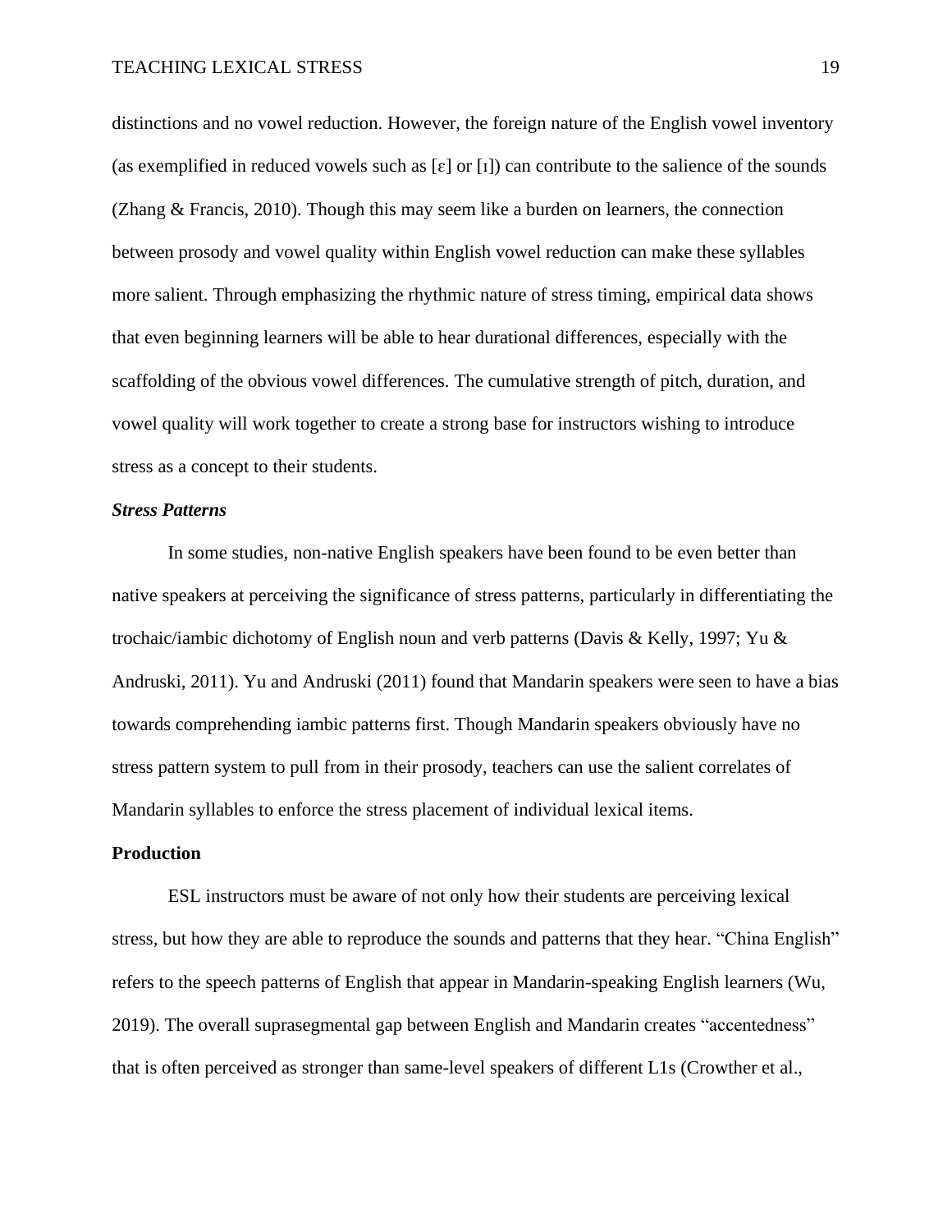distinctions and no vowel reduction. However, the foreign nature of the English vowel inventory (as exemplified in reduced vowels such as [ɛ] or [ɪ]) can contribute to the salience of the sounds (Zhang & Francis, 2010). Though this may seem like a burden on learners, the connection between prosody and vowel quality within English vowel reduction can make these syllables more salient. Through emphasizing the rhythmic nature of stress timing, empirical data shows that even beginning learners will be able to hear durational differences, especially with the scaffolding of the obvious vowel differences. The cumulative strength of pitch, duration, and vowel quality will work together to create a strong base for instructors wishing to introduce stress as a concept to their students.

### *Stress Patterns*

In some studies, non-native English speakers have been found to be even better than native speakers at perceiving the significance of stress patterns, particularly in differentiating the trochaic/iambic dichotomy of English noun and verb patterns (Davis & Kelly, 1997; Yu & Andruski, 2011). Yu and Andruski (2011) found that Mandarin speakers were seen to have a bias towards comprehending iambic patterns first. Though Mandarin speakers obviously have no stress pattern system to pull from in their prosody, teachers can use the salient correlates of Mandarin syllables to enforce the stress placement of individual lexical items.

## Production

ESL instructors must be aware of not only how their students are perceiving lexical stress, but how they are able to reproduce the sounds and patterns that they hear. "China English" refers to the speech patterns of English that appear in Mandarin-speaking English learners (Wu, 2019). The overall suprasegmental gap between English and Mandarin creates "accentedness" that is often perceived as stronger than same-level speakers of different L1s (Crowther et al.,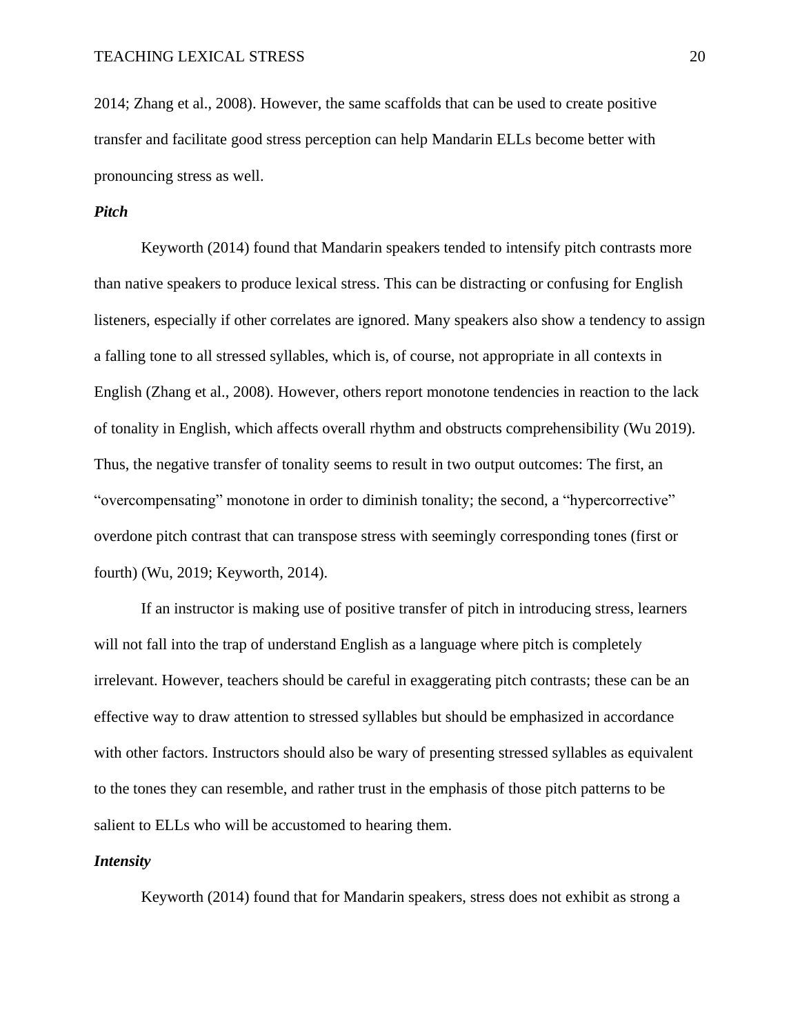2014; Zhang et al., 2008). However, the same scaffolds that can be used to create positive transfer and facilitate good stress perception can help Mandarin ELLs become better with pronouncing stress as well.

### *Pitch*

Keyworth (2014) found that Mandarin speakers tended to intensify pitch contrasts more than native speakers to produce lexical stress. This can be distracting or confusing for English listeners, especially if other correlates are ignored. Many speakers also show a tendency to assign a falling tone to all stressed syllables, which is, of course, not appropriate in all contexts in English (Zhang et al., 2008). However, others report monotone tendencies in reaction to the lack of tonality in English, which affects overall rhythm and obstructs comprehensibility (Wu 2019). Thus, the negative transfer of tonality seems to result in two output outcomes: The first, an "overcompensating" monotone in order to diminish tonality; the second, a "hypercorrective" overdone pitch contrast that can transpose stress with seemingly corresponding tones (first or fourth) (Wu, 2019; Keyworth, 2014).

If an instructor is making use of positive transfer of pitch in introducing stress, learners will not fall into the trap of understand English as a language where pitch is completely irrelevant. However, teachers should be careful in exaggerating pitch contrasts; these can be an effective way to draw attention to stressed syllables but should be emphasized in accordance with other factors. Instructors should also be wary of presenting stressed syllables as equivalent to the tones they can resemble, and rather trust in the emphasis of those pitch patterns to be salient to ELLs who will be accustomed to hearing them.

### *Intensity*

Keyworth (2014) found that for Mandarin speakers, stress does not exhibit as strong a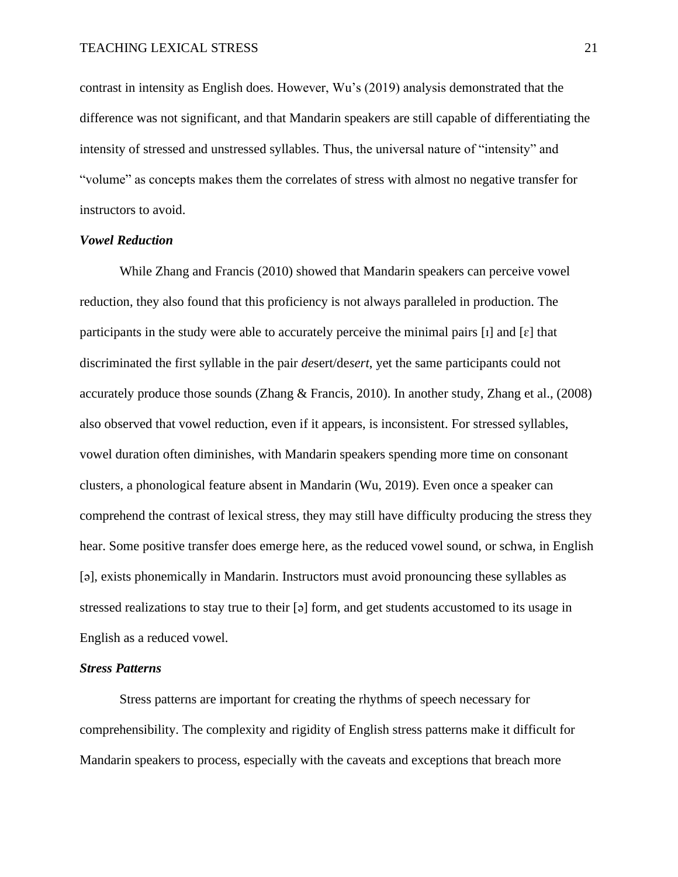contrast in intensity as English does. However, Wu's (2019) analysis demonstrated that the difference was not significant, and that Mandarin speakers are still capable of differentiating the intensity of stressed and unstressed syllables. Thus, the universal nature of "intensity" and "volume" as concepts makes them the correlates of stress with almost no negative transfer for instructors to avoid.

### *Vowel Reduction*

While Zhang and Francis (2010) showed that Mandarin speakers can perceive vowel reduction, they also found that this proficiency is not always paralleled in production. The participants in the study were able to accurately perceive the minimal pairs [ɪ] and [ɛ] that discriminated the first syllable in the pair *de*sert/des*ert*, yet the same participants could not accurately produce those sounds (Zhang & Francis, 2010). In another study, Zhang et al., (2008) also observed that vowel reduction, even if it appears, is inconsistent. For stressed syllables, vowel duration often diminishes, with Mandarin speakers spending more time on consonant clusters, a phonological feature absent in Mandarin (Wu, 2019). Even once a speaker can comprehend the contrast of lexical stress, they may still have difficulty producing the stress they hear. Some positive transfer does emerge here, as the reduced vowel sound, or schwa, in English [ə], exists phonemically in Mandarin. Instructors must avoid pronouncing these syllables as stressed realizations to stay true to their [ə] form, and get students accustomed to its usage in English as a reduced vowel.

### *Stress Patterns*

Stress patterns are important for creating the rhythms of speech necessary for comprehensibility. The complexity and rigidity of English stress patterns make it difficult for Mandarin speakers to process, especially with the caveats and exceptions that breach more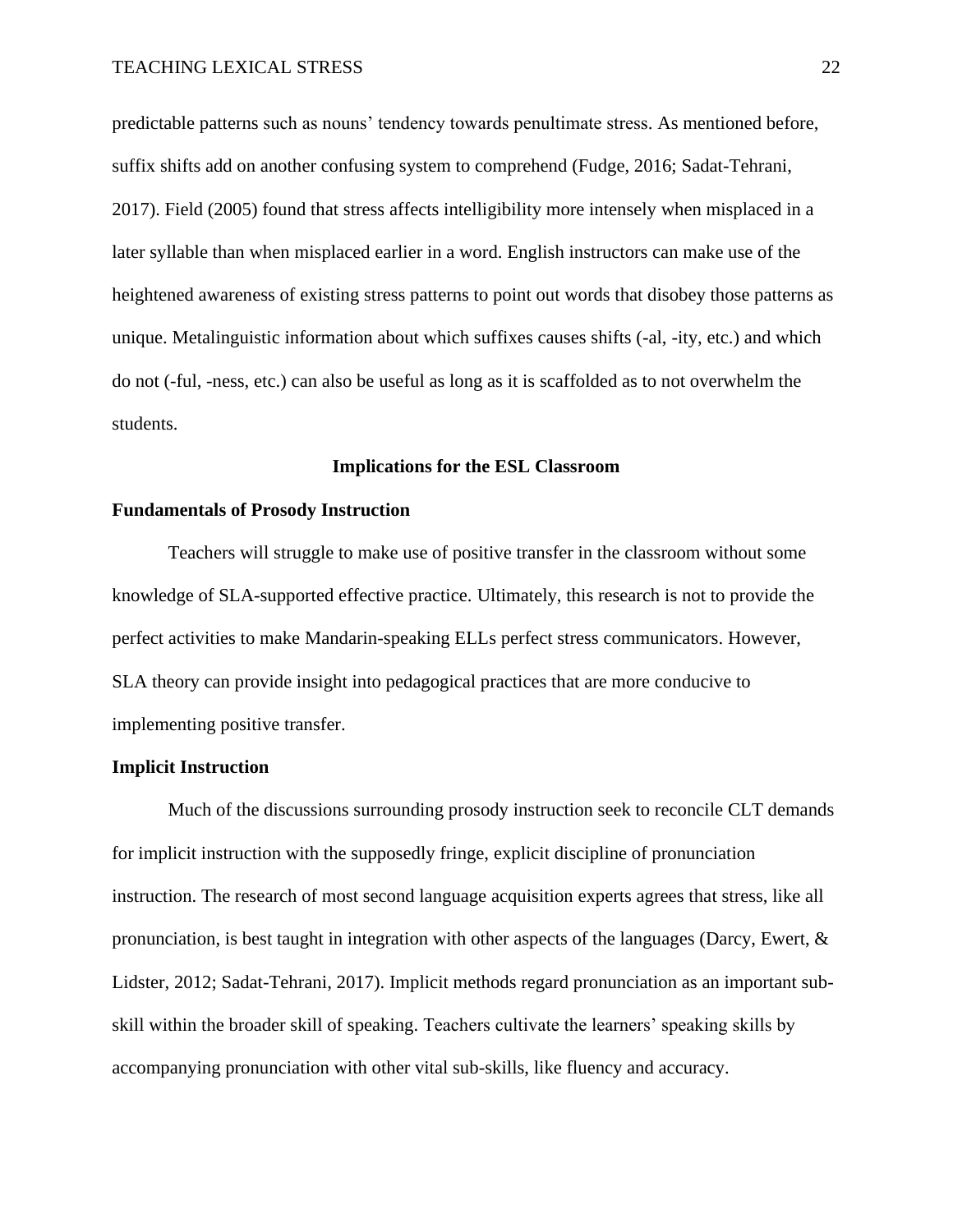predictable patterns such as nouns' tendency towards penultimate stress. As mentioned before, suffix shifts add on another confusing system to comprehend (Fudge, 2016; Sadat-Tehrani, 2017). Field (2005) found that stress affects intelligibility more intensely when misplaced in a later syllable than when misplaced earlier in a word. English instructors can make use of the heightened awareness of existing stress patterns to point out words that disobey those patterns as unique. Metalinguistic information about which suffixes causes shifts (-al, -ity, etc.) and which do not (-ful, -ness, etc.) can also be useful as long as it is scaffolded as to not overwhelm the students.

## Implications for the ESL Classroom

### Fundamentals of Prosody Instruction

Teachers will struggle to make use of positive transfer in the classroom without some knowledge of SLA-supported effective practice. Ultimately, this research is not to provide the perfect activities to make Mandarin-speaking ELLs perfect stress communicators. However, SLA theory can provide insight into pedagogical practices that are more conducive to implementing positive transfer.

### Implicit Instruction

Much of the discussions surrounding prosody instruction seek to reconcile CLT demands for implicit instruction with the supposedly fringe, explicit discipline of pronunciation instruction. The research of most second language acquisition experts agrees that stress, like all pronunciation, is best taught in integration with other aspects of the languages (Darcy, Ewert, & Lidster, 2012; Sadat-Tehrani, 2017). Implicit methods regard pronunciation as an important sub-skill within the broader skill of speaking. Teachers cultivate the learners' speaking skills by accompanying pronunciation with other vital sub-skills, like fluency and accuracy.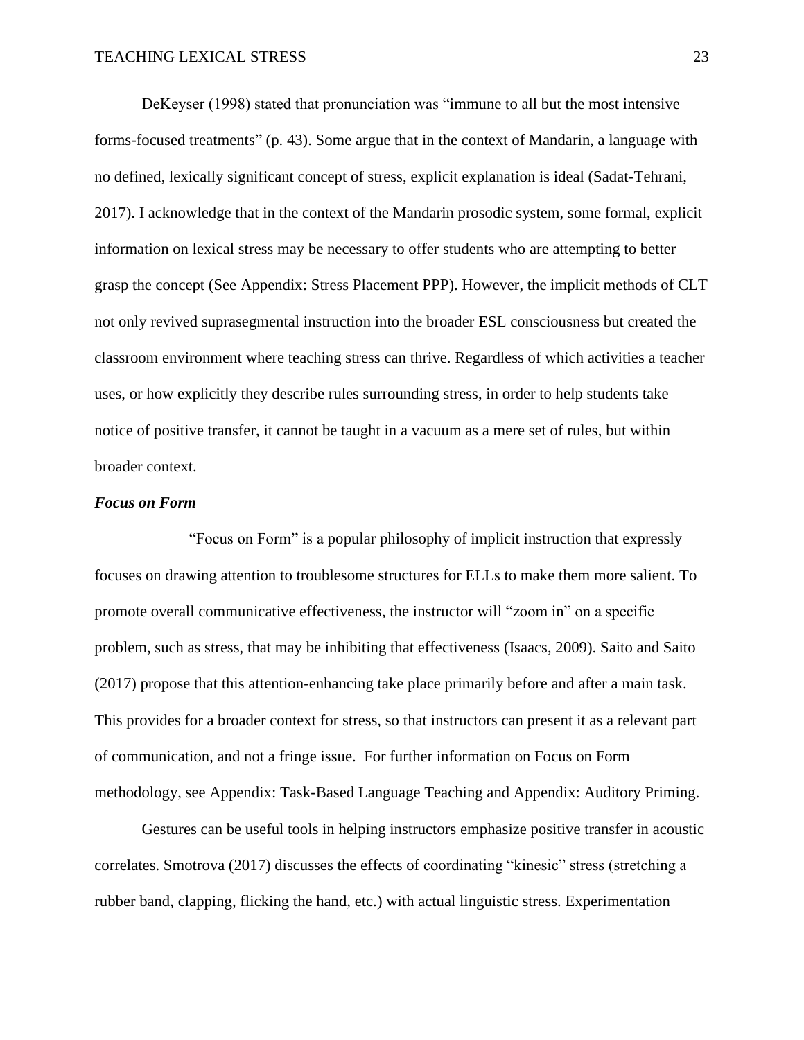DeKeyser (1998) stated that pronunciation was "immune to all but the most intensive forms-focused treatments" (p. 43). Some argue that in the context of Mandarin, a language with no defined, lexically significant concept of stress, explicit explanation is ideal (Sadat-Tehrani, 2017). I acknowledge that in the context of the Mandarin prosodic system, some formal, explicit information on lexical stress may be necessary to offer students who are attempting to better grasp the concept (See Appendix: Stress Placement PPP). However, the implicit methods of CLT not only revived suprasegmental instruction into the broader ESL consciousness but created the classroom environment where teaching stress can thrive. Regardless of which activities a teacher uses, or how explicitly they describe rules surrounding stress, in order to help students take notice of positive transfer, it cannot be taught in a vacuum as a mere set of rules, but within broader context.

### *Focus on Form*

"Focus on Form" is a popular philosophy of implicit instruction that expressly focuses on drawing attention to troublesome structures for ELLs to make them more salient. To promote overall communicative effectiveness, the instructor will "zoom in" on a specific problem, such as stress, that may be inhibiting that effectiveness (Isaacs, 2009). Saito and Saito (2017) propose that this attention-enhancing take place primarily before and after a main task. This provides for a broader context for stress, so that instructors can present it as a relevant part of communication, and not a fringe issue. For further information on Focus on Form methodology, see Appendix: Task-Based Language Teaching and Appendix: Auditory Priming.

Gestures can be useful tools in helping instructors emphasize positive transfer in acoustic correlates. Smotrova (2017) discusses the effects of coordinating "kinesic" stress (stretching a rubber band, clapping, flicking the hand, etc.) with actual linguistic stress. Experimentation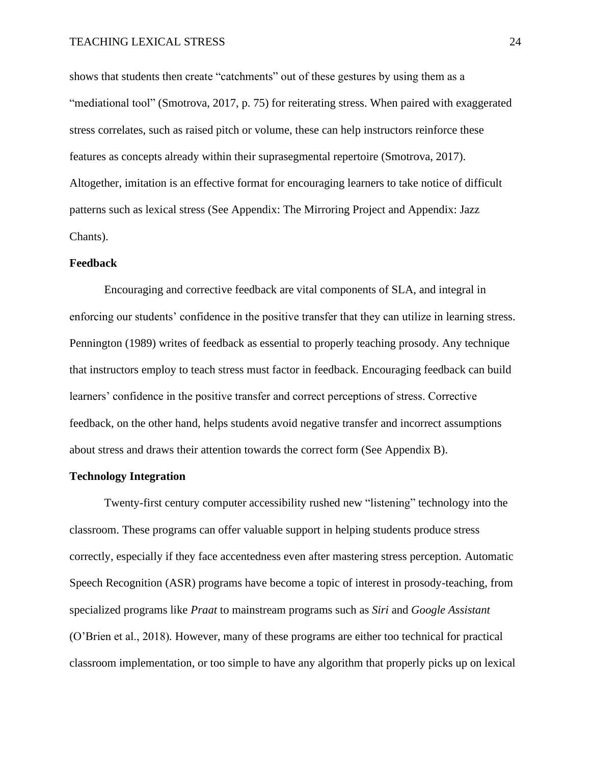shows that students then create "catchments" out of these gestures by using them as a "mediational tool" (Smotrova, 2017, p. 75) for reiterating stress. When paired with exaggerated stress correlates, such as raised pitch or volume, these can help instructors reinforce these features as concepts already within their suprasegmental repertoire (Smotrova, 2017). Altogether, imitation is an effective format for encouraging learners to take notice of difficult patterns such as lexical stress (See Appendix: The Mirroring Project and Appendix: Jazz Chants).

### Feedback

Encouraging and corrective feedback are vital components of SLA, and integral in enforcing our students' confidence in the positive transfer that they can utilize in learning stress. Pennington (1989) writes of feedback as essential to properly teaching prosody. Any technique that instructors employ to teach stress must factor in feedback. Encouraging feedback can build learners' confidence in the positive transfer and correct perceptions of stress. Corrective feedback, on the other hand, helps students avoid negative transfer and incorrect assumptions about stress and draws their attention towards the correct form (See Appendix B).

### Technology Integration

Twenty-first century computer accessibility rushed new "listening" technology into the classroom. These programs can offer valuable support in helping students produce stress correctly, especially if they face accentedness even after mastering stress perception. Automatic Speech Recognition (ASR) programs have become a topic of interest in prosody-teaching, from specialized programs like *Praat* to mainstream programs such as *Siri* and *Google Assistant* (O'Brien et al., 2018). However, many of these programs are either too technical for practical classroom implementation, or too simple to have any algorithm that properly picks up on lexical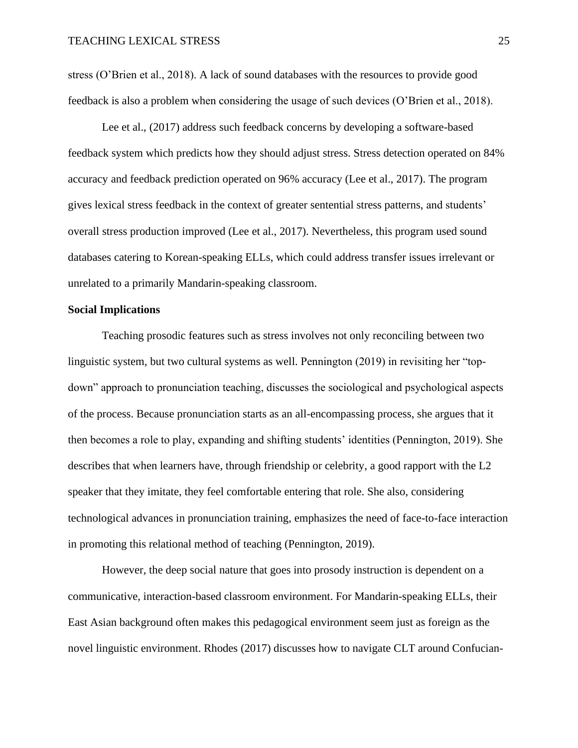stress (O'Brien et al., 2018). A lack of sound databases with the resources to provide good feedback is also a problem when considering the usage of such devices (O'Brien et al., 2018).

Lee et al., (2017) address such feedback concerns by developing a software-based feedback system which predicts how they should adjust stress. Stress detection operated on 84% accuracy and feedback prediction operated on 96% accuracy (Lee et al., 2017). The program gives lexical stress feedback in the context of greater sentential stress patterns, and students' overall stress production improved (Lee et al., 2017). Nevertheless, this program used sound databases catering to Korean-speaking ELLs, which could address transfer issues irrelevant or unrelated to a primarily Mandarin-speaking classroom.

**Social Implications**

Teaching prosodic features such as stress involves not only reconciling between two linguistic system, but two cultural systems as well. Pennington (2019) in revisiting her "top-down" approach to pronunciation teaching, discusses the sociological and psychological aspects of the process. Because pronunciation starts as an all-encompassing process, she argues that it then becomes a role to play, expanding and shifting students' identities (Pennington, 2019). She describes that when learners have, through friendship or celebrity, a good rapport with the L2 speaker that they imitate, they feel comfortable entering that role. She also, considering technological advances in pronunciation training, emphasizes the need of face-to-face interaction in promoting this relational method of teaching (Pennington, 2019).

However, the deep social nature that goes into prosody instruction is dependent on a communicative, interaction-based classroom environment. For Mandarin-speaking ELLs, their East Asian background often makes this pedagogical environment seem just as foreign as the novel linguistic environment. Rhodes (2017) discusses how to navigate CLT around Confucian-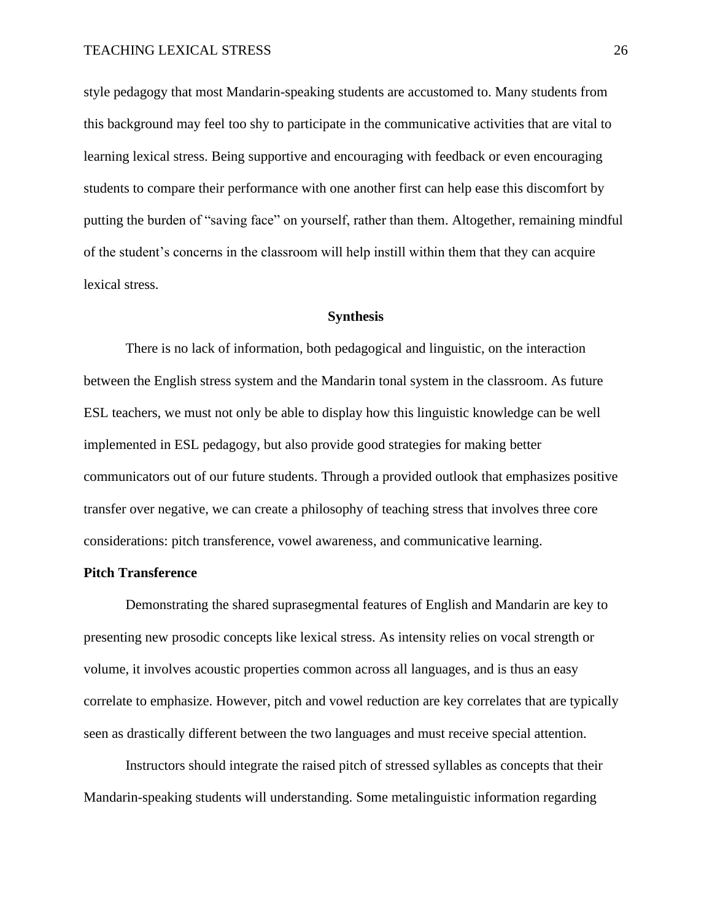style pedagogy that most Mandarin-speaking students are accustomed to. Many students from this background may feel too shy to participate in the communicative activities that are vital to learning lexical stress. Being supportive and encouraging with feedback or even encouraging students to compare their performance with one another first can help ease this discomfort by putting the burden of "saving face" on yourself, rather than them. Altogether, remaining mindful of the student's concerns in the classroom will help instill within them that they can acquire lexical stress.

## Synthesis

There is no lack of information, both pedagogical and linguistic, on the interaction between the English stress system and the Mandarin tonal system in the classroom. As future ESL teachers, we must not only be able to display how this linguistic knowledge can be well implemented in ESL pedagogy, but also provide good strategies for making better communicators out of our future students. Through a provided outlook that emphasizes positive transfer over negative, we can create a philosophy of teaching stress that involves three core considerations: pitch transference, vowel awareness, and communicative learning.

### Pitch Transference

Demonstrating the shared suprasegmental features of English and Mandarin are key to presenting new prosodic concepts like lexical stress. As intensity relies on vocal strength or volume, it involves acoustic properties common across all languages, and is thus an easy correlate to emphasize. However, pitch and vowel reduction are key correlates that are typically seen as drastically different between the two languages and must receive special attention.

Instructors should integrate the raised pitch of stressed syllables as concepts that their Mandarin-speaking students will understanding. Some metalinguistic information regarding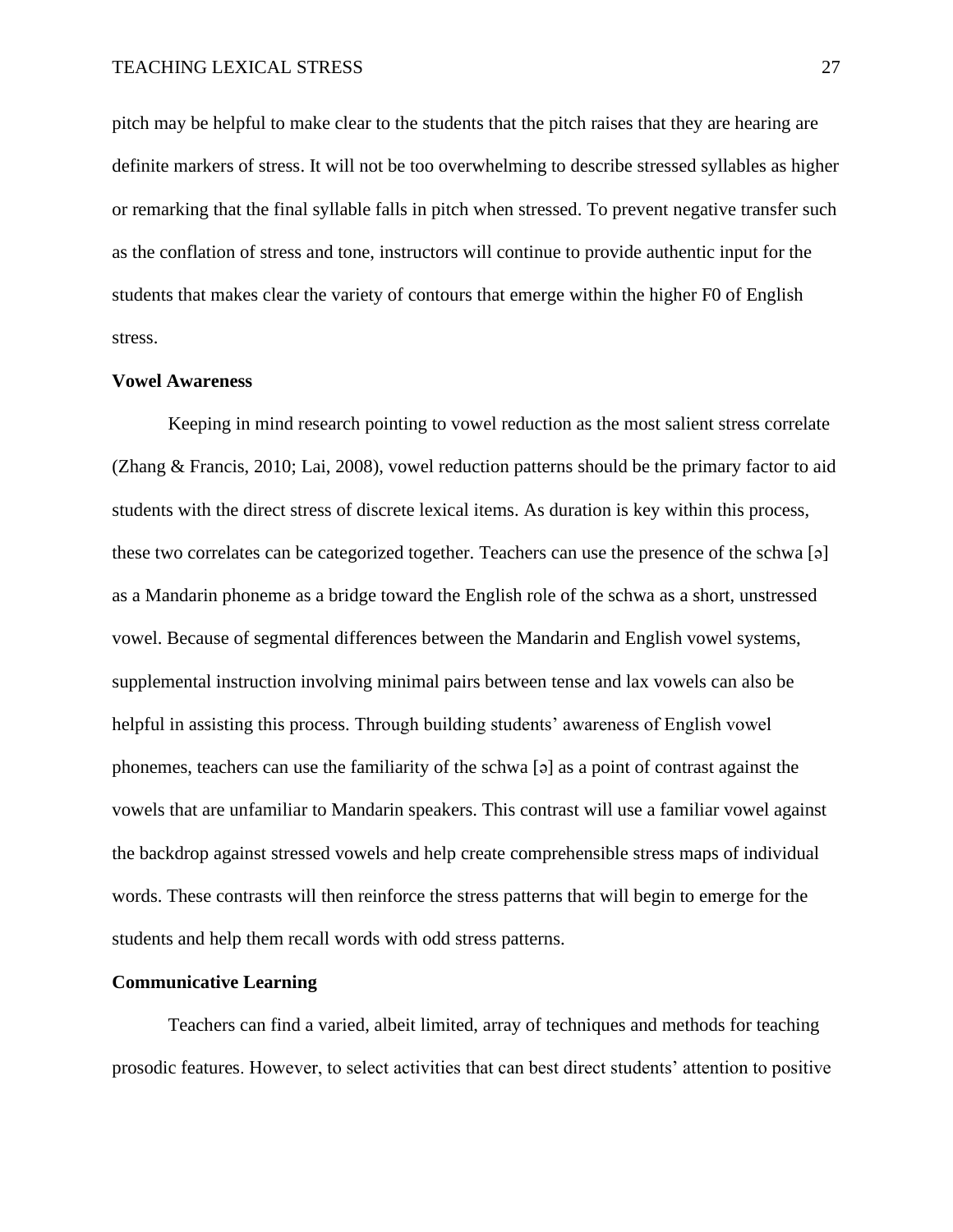pitch may be helpful to make clear to the students that the pitch raises that they are hearing are definite markers of stress. It will not be too overwhelming to describe stressed syllables as higher or remarking that the final syllable falls in pitch when stressed. To prevent negative transfer such as the conflation of stress and tone, instructors will continue to provide authentic input for the students that makes clear the variety of contours that emerge within the higher F0 of English stress.

**Vowel Awareness**

Keeping in mind research pointing to vowel reduction as the most salient stress correlate (Zhang & Francis, 2010; Lai, 2008), vowel reduction patterns should be the primary factor to aid students with the direct stress of discrete lexical items. As duration is key within this process, these two correlates can be categorized together. Teachers can use the presence of the schwa [ə] as a Mandarin phoneme as a bridge toward the English role of the schwa as a short, unstressed vowel. Because of segmental differences between the Mandarin and English vowel systems, supplemental instruction involving minimal pairs between tense and lax vowels can also be helpful in assisting this process. Through building students' awareness of English vowel phonemes, teachers can use the familiarity of the schwa [ə] as a point of contrast against the vowels that are unfamiliar to Mandarin speakers. This contrast will use a familiar vowel against the backdrop against stressed vowels and help create comprehensible stress maps of individual words. These contrasts will then reinforce the stress patterns that will begin to emerge for the students and help them recall words with odd stress patterns.

**Communicative Learning**

Teachers can find a varied, albeit limited, array of techniques and methods for teaching prosodic features. However, to select activities that can best direct students' attention to positive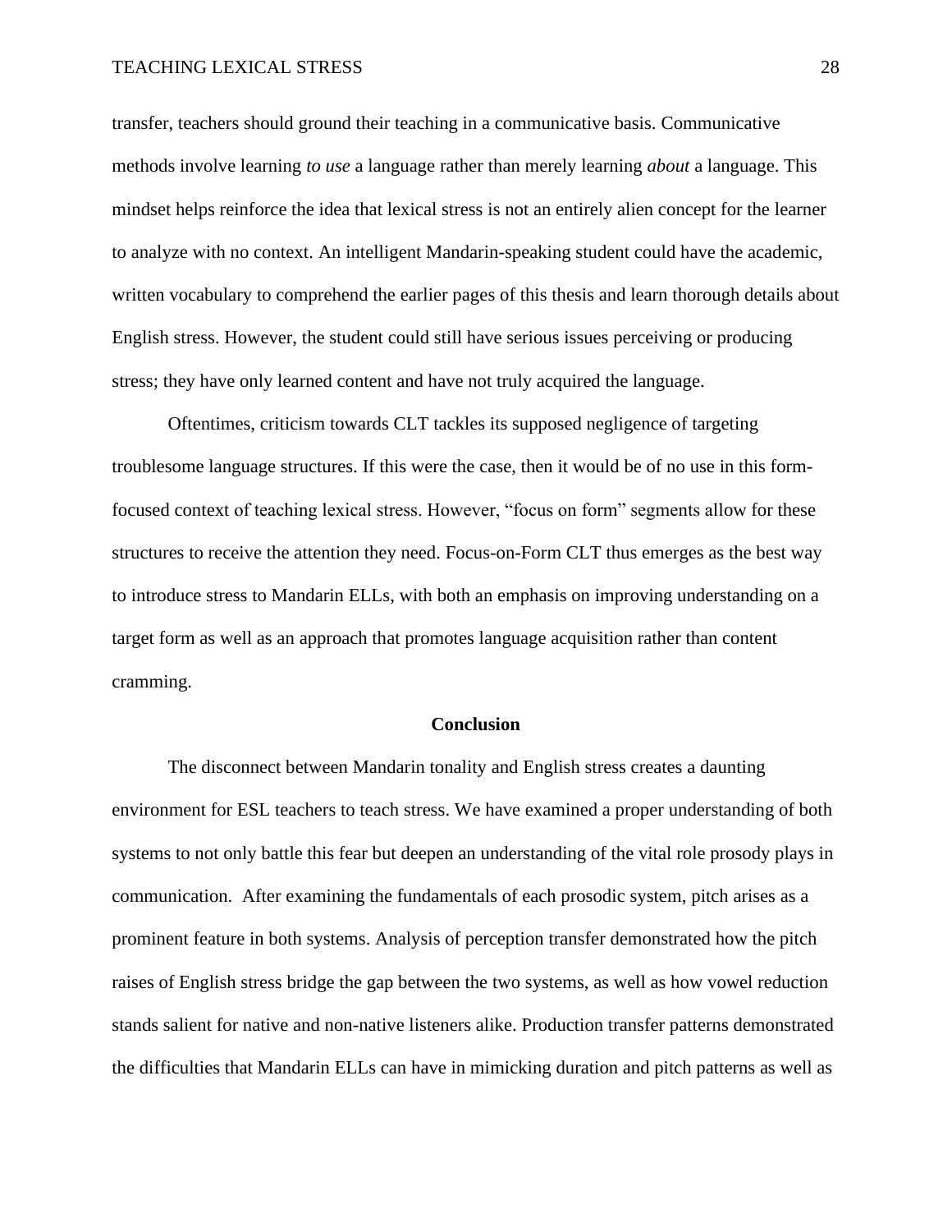transfer, teachers should ground their teaching in a communicative basis. Communicative methods involve learning *to use* a language rather than merely learning *about* a language. This mindset helps reinforce the idea that lexical stress is not an entirely alien concept for the learner to analyze with no context. An intelligent Mandarin-speaking student could have the academic, written vocabulary to comprehend the earlier pages of this thesis and learn thorough details about English stress. However, the student could still have serious issues perceiving or producing stress; they have only learned content and have not truly acquired the language.

Oftentimes, criticism towards CLT tackles its supposed negligence of targeting troublesome language structures. If this were the case, then it would be of no use in this form-focused context of teaching lexical stress. However, "focus on form" segments allow for these structures to receive the attention they need. Focus-on-Form CLT thus emerges as the best way to introduce stress to Mandarin ELLs, with both an emphasis on improving understanding on a target form as well as an approach that promotes language acquisition rather than content cramming.

## Conclusion

The disconnect between Mandarin tonality and English stress creates a daunting environment for ESL teachers to teach stress. We have examined a proper understanding of both systems to not only battle this fear but deepen an understanding of the vital role prosody plays in communication. After examining the fundamentals of each prosodic system, pitch arises as a prominent feature in both systems. Analysis of perception transfer demonstrated how the pitch raises of English stress bridge the gap between the two systems, as well as how vowel reduction stands salient for native and non-native listeners alike. Production transfer patterns demonstrated the difficulties that Mandarin ELLs can have in mimicking duration and pitch patterns as well as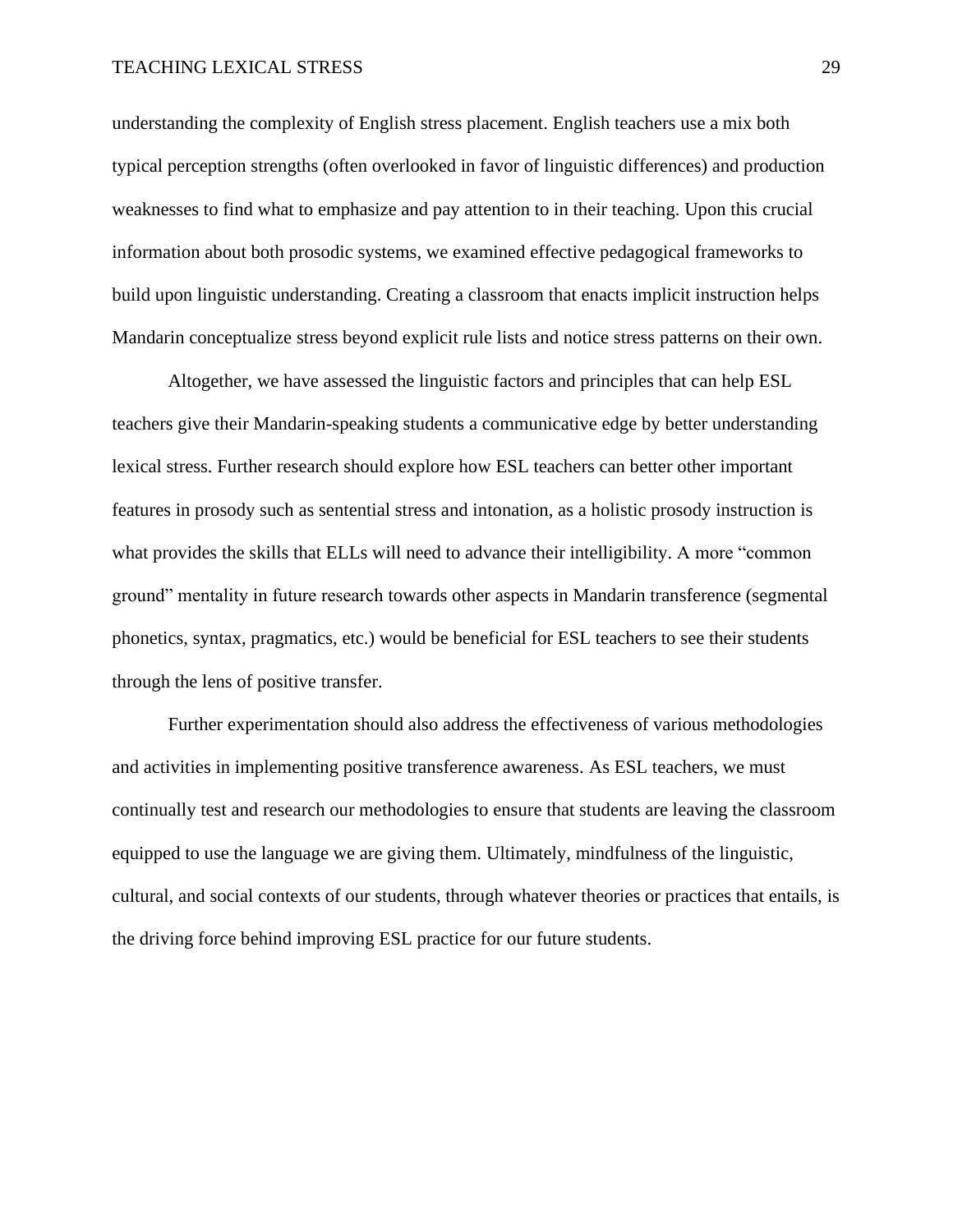understanding the complexity of English stress placement. English teachers use a mix both typical perception strengths (often overlooked in favor of linguistic differences) and production weaknesses to find what to emphasize and pay attention to in their teaching. Upon this crucial information about both prosodic systems, we examined effective pedagogical frameworks to build upon linguistic understanding. Creating a classroom that enacts implicit instruction helps Mandarin conceptualize stress beyond explicit rule lists and notice stress patterns on their own.

Altogether, we have assessed the linguistic factors and principles that can help ESL teachers give their Mandarin-speaking students a communicative edge by better understanding lexical stress. Further research should explore how ESL teachers can better other important features in prosody such as sentential stress and intonation, as a holistic prosody instruction is what provides the skills that ELLs will need to advance their intelligibility. A more "common ground" mentality in future research towards other aspects in Mandarin transference (segmental phonetics, syntax, pragmatics, etc.) would be beneficial for ESL teachers to see their students through the lens of positive transfer.

Further experimentation should also address the effectiveness of various methodologies and activities in implementing positive transference awareness. As ESL teachers, we must continually test and research our methodologies to ensure that students are leaving the classroom equipped to use the language we are giving them. Ultimately, mindfulness of the linguistic, cultural, and social contexts of our students, through whatever theories or practices that entails, is the driving force behind improving ESL practice for our future students.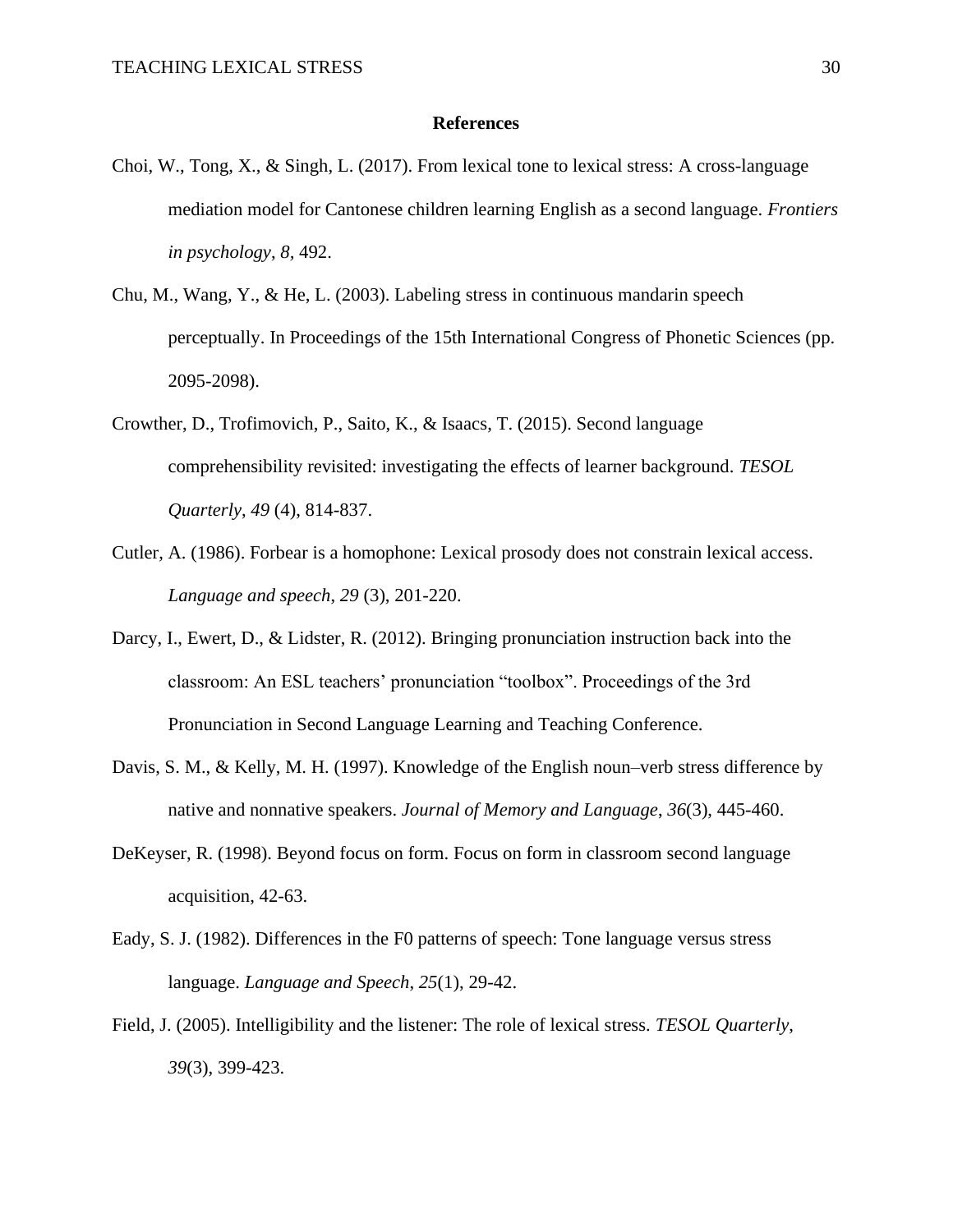# References

Choi, W., Tong, X., & Singh, L. (2017). From lexical tone to lexical stress: A cross-language mediation model for Cantonese children learning English as a second language. *Frontiers in psychology*, *8*, 492.

Chu, M., Wang, Y., & He, L. (2003). Labeling stress in continuous mandarin speech perceptually. In Proceedings of the 15th International Congress of Phonetic Sciences (pp. 2095-2098).

Crowther, D., Trofimovich, P., Saito, K., & Isaacs, T. (2015). Second language comprehensibility revisited: investigating the effects of learner background. *TESOL Quarterly*, *49* (4), 814-837.

Cutler, A. (1986). Forbear is a homophone: Lexical prosody does not constrain lexical access. *Language and speech*, *29* (3), 201-220.

Darcy, I., Ewert, D., & Lidster, R. (2012). Bringing pronunciation instruction back into the classroom: An ESL teachers' pronunciation "toolbox". Proceedings of the 3rd Pronunciation in Second Language Learning and Teaching Conference.

Davis, S. M., & Kelly, M. H. (1997). Knowledge of the English noun–verb stress difference by native and nonnative speakers. *Journal of Memory and Language*, *36*(3), 445-460.

DeKeyser, R. (1998). Beyond focus on form. Focus on form in classroom second language acquisition, 42-63.

Eady, S. J. (1982). Differences in the F0 patterns of speech: Tone language versus stress language. *Language and Speech*, *25*(1), 29-42.

Field, J. (2005). Intelligibility and the listener: The role of lexical stress. *TESOL Quarterly*, *39*(3), 399-423.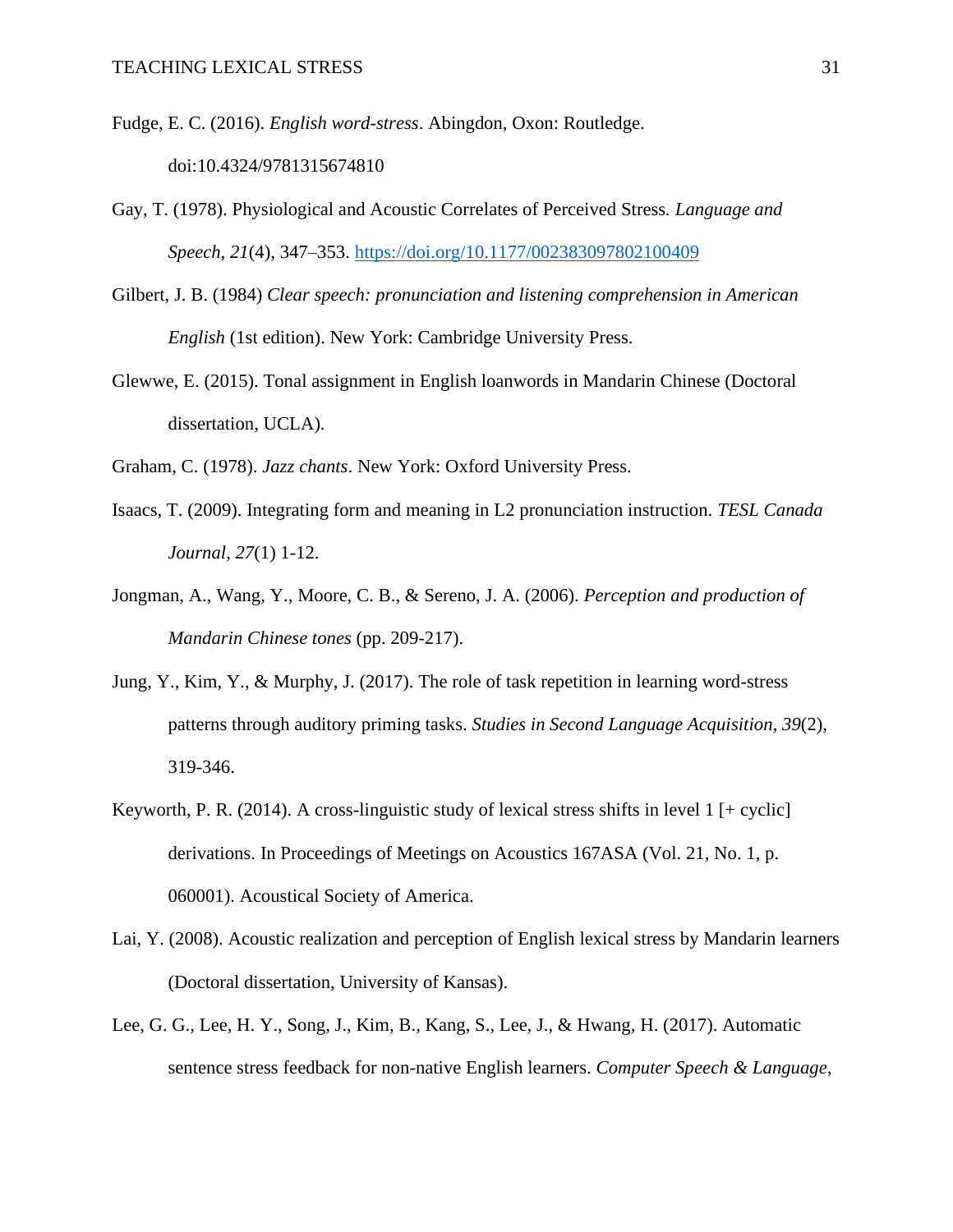Fudge, E. C. (2016). *English word-stress*. Abingdon, Oxon: Routledge. doi:10.4324/9781315674810

Gay, T. (1978). Physiological and Acoustic Correlates of Perceived Stress. *Language and Speech*, *21*(4), 347–353. https://doi.org/10.1177/002383097802100409

Gilbert, J. B. (1984) *Clear speech: pronunciation and listening comprehension in American English* (1st edition). New York: Cambridge University Press.

Glewwe, E. (2015). Tonal assignment in English loanwords in Mandarin Chinese (Doctoral dissertation, UCLA).

Graham, C. (1978). *Jazz chants*. New York: Oxford University Press.

Isaacs, T. (2009). Integrating form and meaning in L2 pronunciation instruction. *TESL Canada Journal*, *27*(1) 1-12.

Jongman, A., Wang, Y., Moore, C. B., & Sereno, J. A. (2006). *Perception and production of Mandarin Chinese tones* (pp. 209-217).

Jung, Y., Kim, Y., & Murphy, J. (2017). The role of task repetition in learning word-stress patterns through auditory priming tasks. *Studies in Second Language Acquisition*, *39*(2), 319-346.

Keyworth, P. R. (2014). A cross-linguistic study of lexical stress shifts in level 1 [+ cyclic] derivations. In Proceedings of Meetings on Acoustics 167ASA (Vol. 21, No. 1, p. 060001). Acoustical Society of America.

Lai, Y. (2008). Acoustic realization and perception of English lexical stress by Mandarin learners (Doctoral dissertation, University of Kansas).

Lee, G. G., Lee, H. Y., Song, J., Kim, B., Kang, S., Lee, J., & Hwang, H. (2017). Automatic sentence stress feedback for non-native English learners. *Computer Speech & Language*,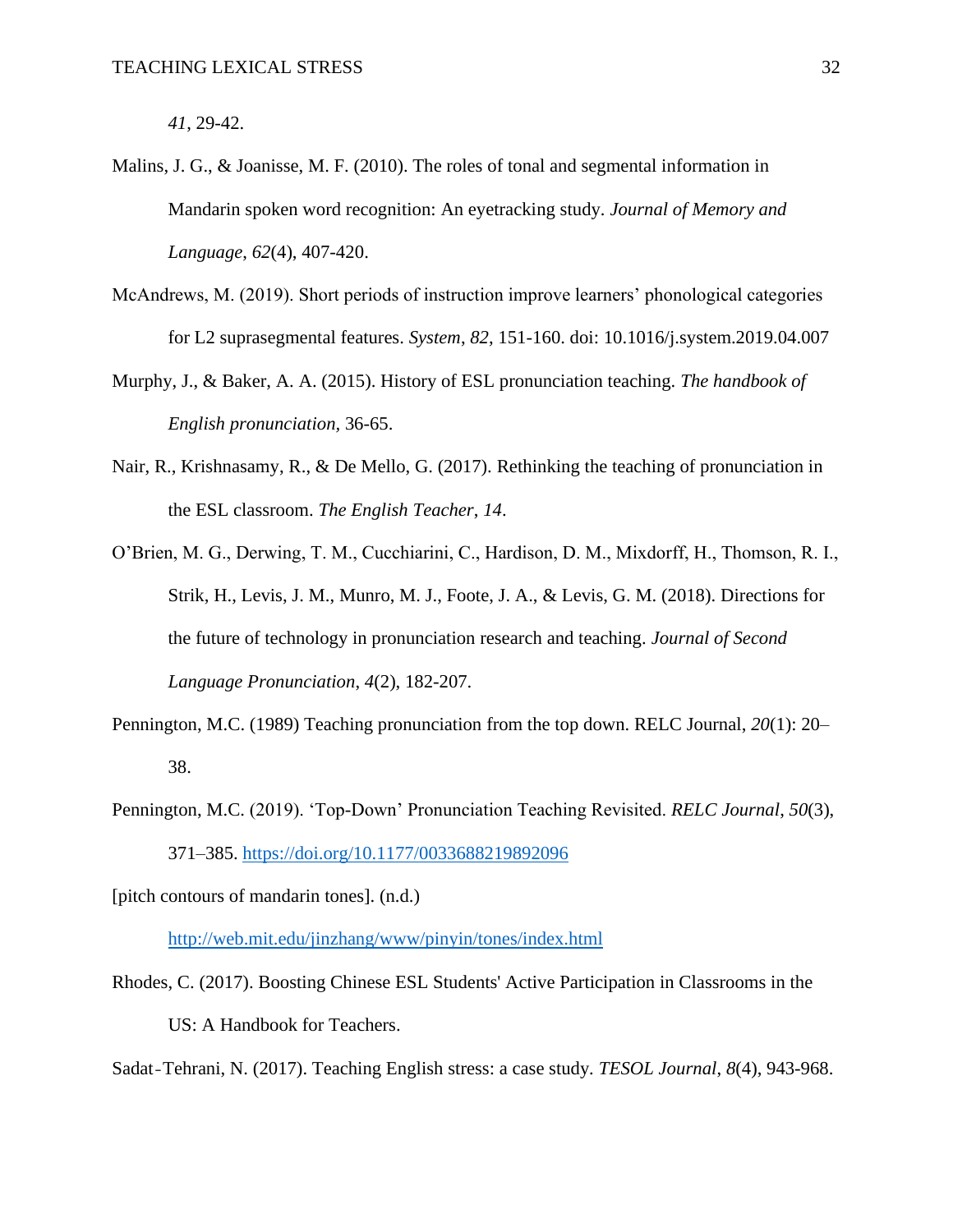*41*, 29-42.

Malins, J. G., & Joanisse, M. F. (2010). The roles of tonal and segmental information in Mandarin spoken word recognition: An eyetracking study. *Journal of Memory and Language*, *62*(4), 407-420.

McAndrews, M. (2019). Short periods of instruction improve learners' phonological categories for L2 suprasegmental features. *System*, *82*, 151-160. doi: 10.1016/j.system.2019.04.007

Murphy, J., & Baker, A. A. (2015). History of ESL pronunciation teaching. *The handbook of English pronunciation*, 36-65.

Nair, R., Krishnasamy, R., & De Mello, G. (2017). Rethinking the teaching of pronunciation in the ESL classroom. *The English Teacher*, *14*.

O'Brien, M. G., Derwing, T. M., Cucchiarini, C., Hardison, D. M., Mixdorff, H., Thomson, R. I., Strik, H., Levis, J. M., Munro, M. J., Foote, J. A., & Levis, G. M. (2018). Directions for the future of technology in pronunciation research and teaching. *Journal of Second Language Pronunciation*, *4*(2), 182-207.

Pennington, M.C. (1989) Teaching pronunciation from the top down. RELC Journal, *20*(1): 20–38.

Pennington, M.C. (2019). 'Top-Down' Pronunciation Teaching Revisited. *RELC Journal*, *50*(3), 371–385. https://doi.org/10.1177/0033688219892096

[pitch contours of mandarin tones]. (n.d.) http://web.mit.edu/jinzhang/www/pinyin/tones/index.html

Rhodes, C. (2017). Boosting Chinese ESL Students' Active Participation in Classrooms in the US: A Handbook for Teachers.

Sadat‐Tehrani, N. (2017). Teaching English stress: a case study. *TESOL Journal*, *8*(4), 943-968.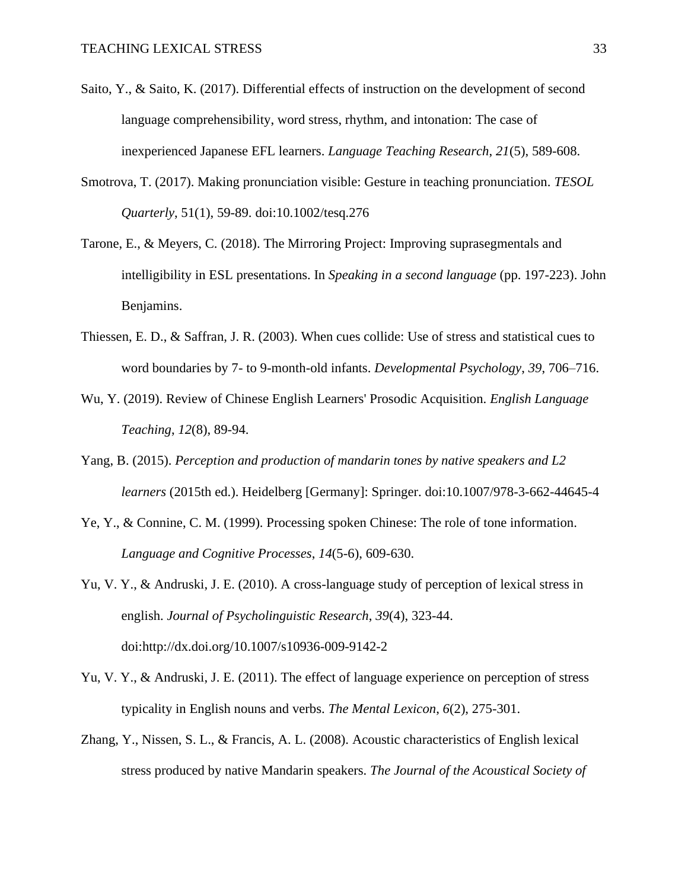Saito, Y., & Saito, K. (2017). Differential effects of instruction on the development of second language comprehensibility, word stress, rhythm, and intonation: The case of inexperienced Japanese EFL learners. *Language Teaching Research*, *21*(5), 589-608.

Smotrova, T. (2017). Making pronunciation visible: Gesture in teaching pronunciation. *TESOL Quarterly*, 51(1), 59-89. doi:10.1002/tesq.276

Tarone, E., & Meyers, C. (2018). The Mirroring Project: Improving suprasegmentals and intelligibility in ESL presentations. In *Speaking in a second language* (pp. 197-223). John Benjamins.

Thiessen, E. D., & Saffran, J. R. (2003). When cues collide: Use of stress and statistical cues to word boundaries by 7- to 9-month-old infants. *Developmental Psychology*, *39*, 706–716.

Wu, Y. (2019). Review of Chinese English Learners' Prosodic Acquisition. *English Language Teaching*, *12*(8), 89-94.

Yang, B. (2015). *Perception and production of mandarin tones by native speakers and L2 learners* (2015th ed.). Heidelberg [Germany]: Springer. doi:10.1007/978-3-662-44645-4

Ye, Y., & Connine, C. M. (1999). Processing spoken Chinese: The role of tone information. *Language and Cognitive Processes*, *14*(5-6), 609-630.

Yu, V. Y., & Andruski, J. E. (2010). A cross-language study of perception of lexical stress in english. *Journal of Psycholinguistic Research*, *39*(4), 323-44. doi:http://dx.doi.org/10.1007/s10936-009-9142-2

Yu, V. Y., & Andruski, J. E. (2011). The effect of language experience on perception of stress typicality in English nouns and verbs. *The Mental Lexicon*, *6*(2), 275-301.

Zhang, Y., Nissen, S. L., & Francis, A. L. (2008). Acoustic characteristics of English lexical stress produced by native Mandarin speakers. *The Journal of the Acoustical Society of*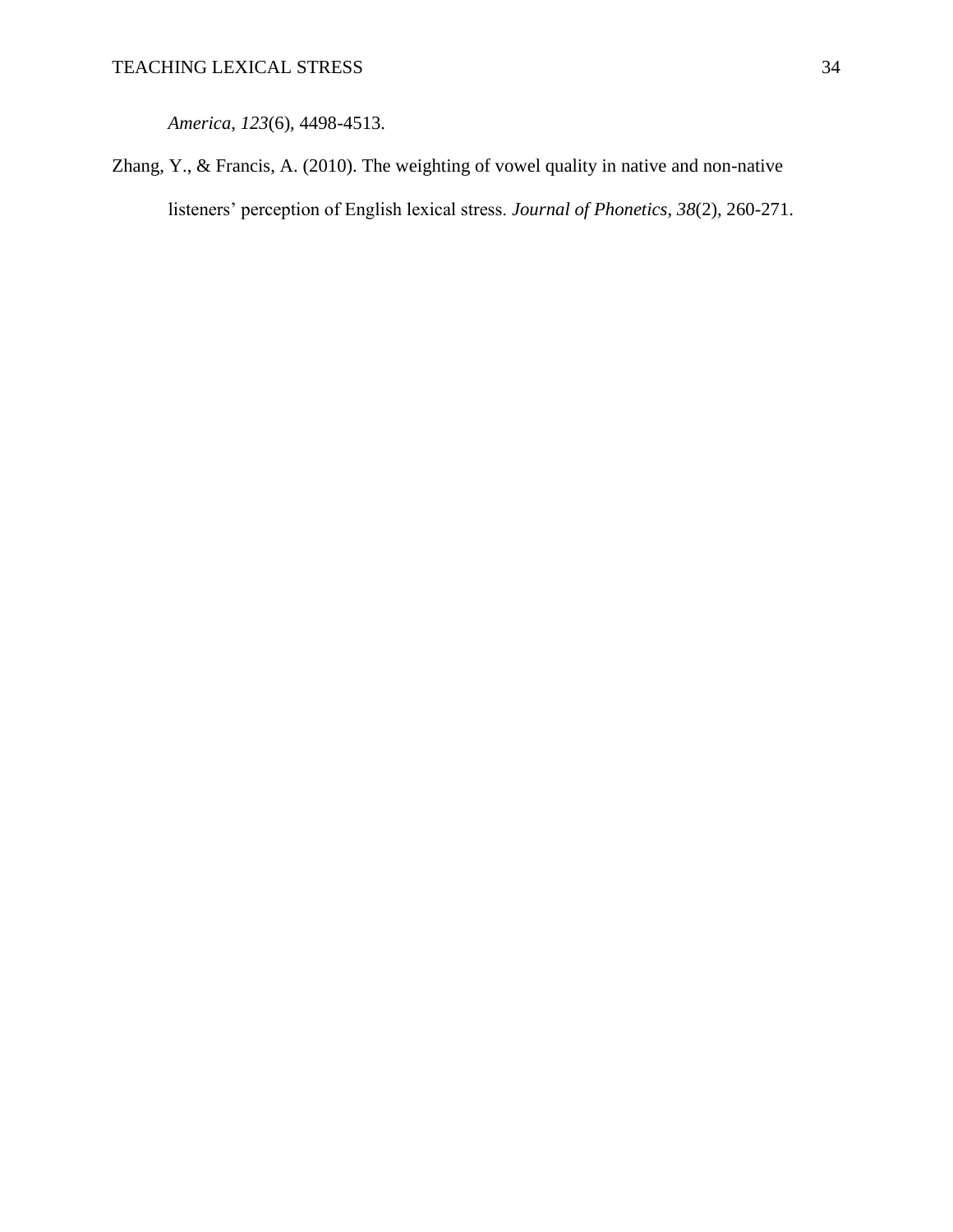*America*, *123*(6), 4498-4513.

Zhang, Y., & Francis, A. (2010). The weighting of vowel quality in native and non-native listeners' perception of English lexical stress. *Journal of Phonetics*, *38*(2), 260-271.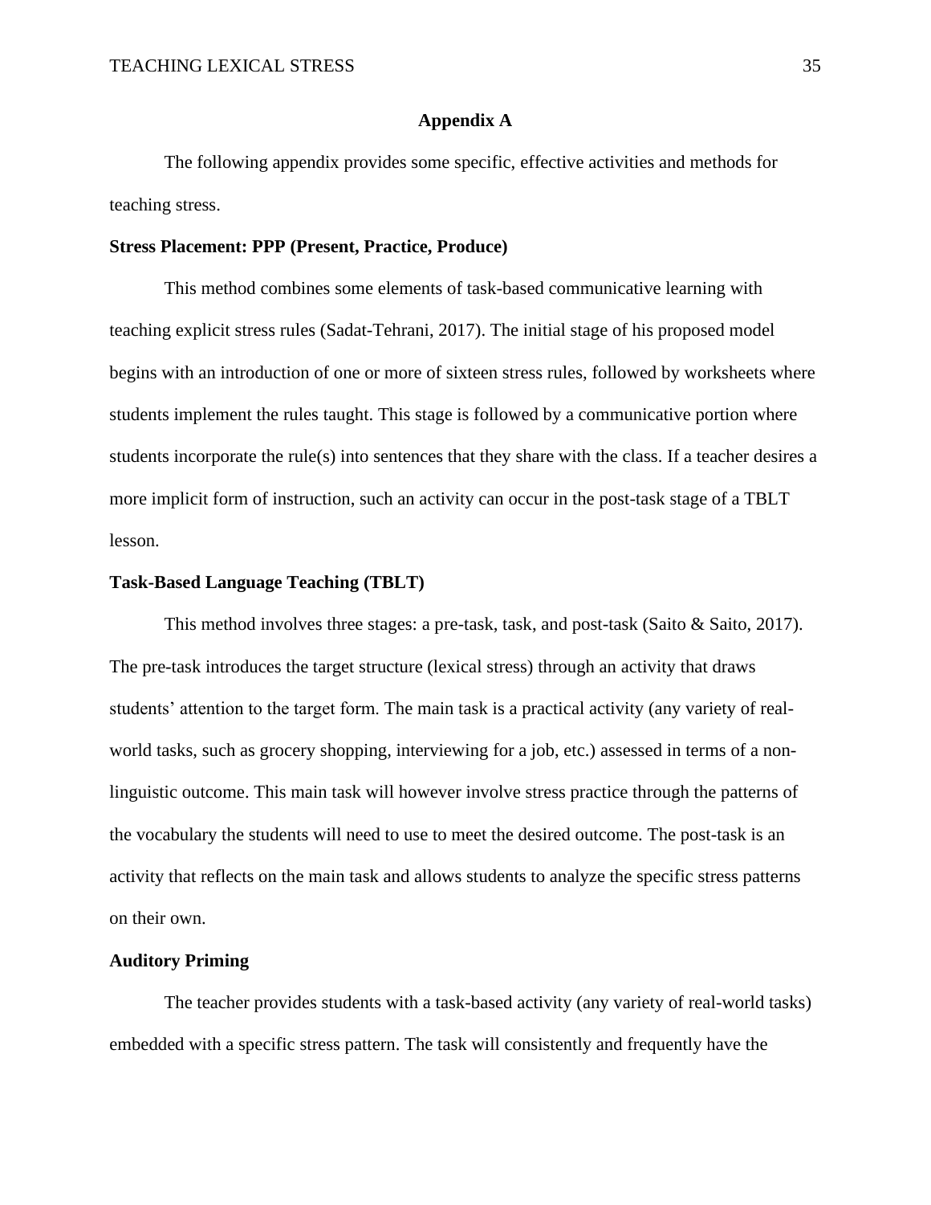# Appendix A

The following appendix provides some specific, effective activities and methods for teaching stress.

**Stress Placement: PPP (Present, Practice, Produce)**

This method combines some elements of task-based communicative learning with teaching explicit stress rules (Sadat-Tehrani, 2017). The initial stage of his proposed model begins with an introduction of one or more of sixteen stress rules, followed by worksheets where students implement the rules taught. This stage is followed by a communicative portion where students incorporate the rule(s) into sentences that they share with the class. If a teacher desires a more implicit form of instruction, such an activity can occur in the post-task stage of a TBLT lesson.

**Task-Based Language Teaching (TBLT)**

This method involves three stages: a pre-task, task, and post-task (Saito & Saito, 2017). The pre-task introduces the target structure (lexical stress) through an activity that draws students' attention to the target form. The main task is a practical activity (any variety of real-world tasks, such as grocery shopping, interviewing for a job, etc.) assessed in terms of a non-linguistic outcome. This main task will however involve stress practice through the patterns of the vocabulary the students will need to use to meet the desired outcome. The post-task is an activity that reflects on the main task and allows students to analyze the specific stress patterns on their own.

**Auditory Priming**

The teacher provides students with a task-based activity (any variety of real-world tasks) embedded with a specific stress pattern. The task will consistently and frequently have the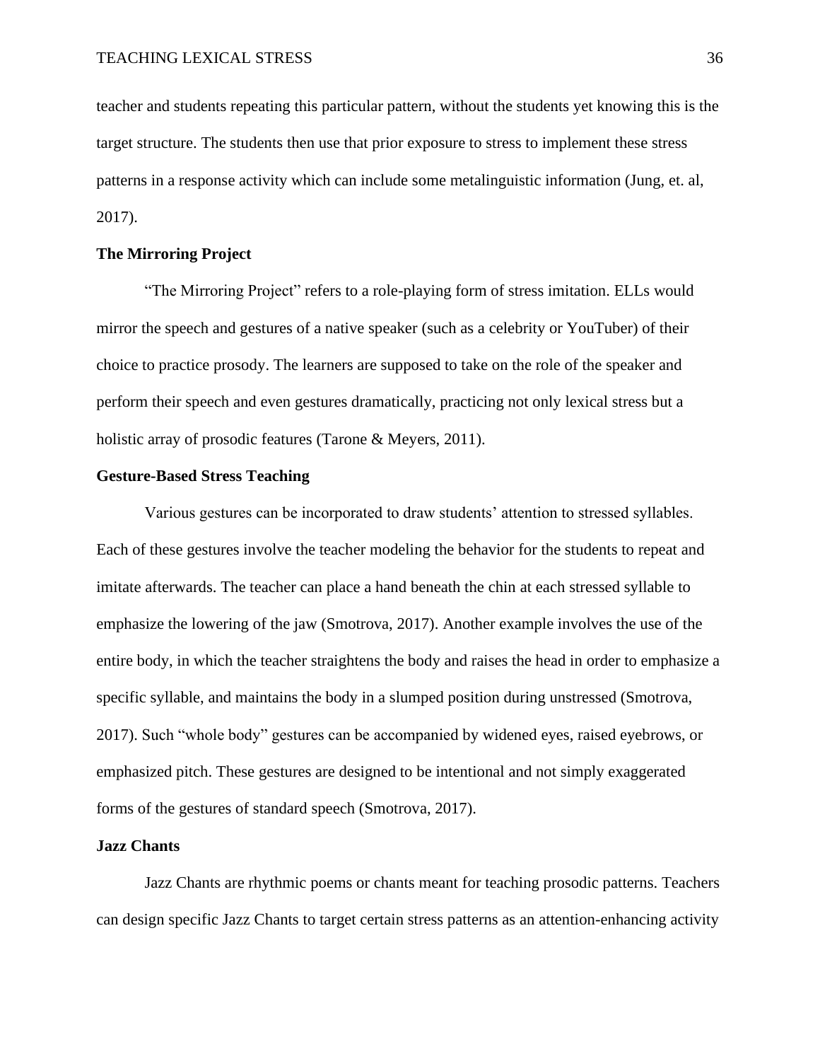teacher and students repeating this particular pattern, without the students yet knowing this is the target structure. The students then use that prior exposure to stress to implement these stress patterns in a response activity which can include some metalinguistic information (Jung, et. al, 2017).

**The Mirroring Project**

"The Mirroring Project" refers to a role-playing form of stress imitation. ELLs would mirror the speech and gestures of a native speaker (such as a celebrity or YouTuber) of their choice to practice prosody. The learners are supposed to take on the role of the speaker and perform their speech and even gestures dramatically, practicing not only lexical stress but a holistic array of prosodic features (Tarone & Meyers, 2011).

**Gesture-Based Stress Teaching**

Various gestures can be incorporated to draw students' attention to stressed syllables. Each of these gestures involve the teacher modeling the behavior for the students to repeat and imitate afterwards. The teacher can place a hand beneath the chin at each stressed syllable to emphasize the lowering of the jaw (Smotrova, 2017). Another example involves the use of the entire body, in which the teacher straightens the body and raises the head in order to emphasize a specific syllable, and maintains the body in a slumped position during unstressed (Smotrova, 2017). Such "whole body" gestures can be accompanied by widened eyes, raised eyebrows, or emphasized pitch. These gestures are designed to be intentional and not simply exaggerated forms of the gestures of standard speech (Smotrova, 2017).

**Jazz Chants**

Jazz Chants are rhythmic poems or chants meant for teaching prosodic patterns. Teachers can design specific Jazz Chants to target certain stress patterns as an attention-enhancing activity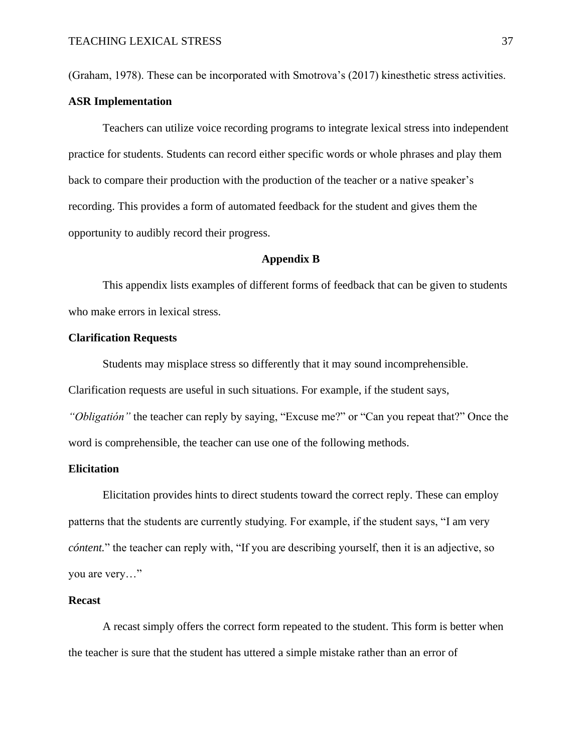(Graham, 1978). These can be incorporated with Smotrova's (2017) kinesthetic stress activities.

### ASR Implementation

Teachers can utilize voice recording programs to integrate lexical stress into independent practice for students. Students can record either specific words or whole phrases and play them back to compare their production with the production of the teacher or a native speaker's recording. This provides a form of automated feedback for the student and gives them the opportunity to audibly record their progress.

## Appendix B

This appendix lists examples of different forms of feedback that can be given to students who make errors in lexical stress.

### Clarification Requests

Students may misplace stress so differently that it may sound incomprehensible. Clarification requests are useful in such situations. For example, if the student says, *"Obligatión"* the teacher can reply by saying, "Excuse me?" or "Can you repeat that?" Once the word is comprehensible, the teacher can use one of the following methods.

### Elicitation

Elicitation provides hints to direct students toward the correct reply. These can employ patterns that the students are currently studying. For example, if the student says, "I am very *cóntent.*" the teacher can reply with, "If you are describing yourself, then it is an adjective, so you are very…"

### Recast

A recast simply offers the correct form repeated to the student. This form is better when the teacher is sure that the student has uttered a simple mistake rather than an error of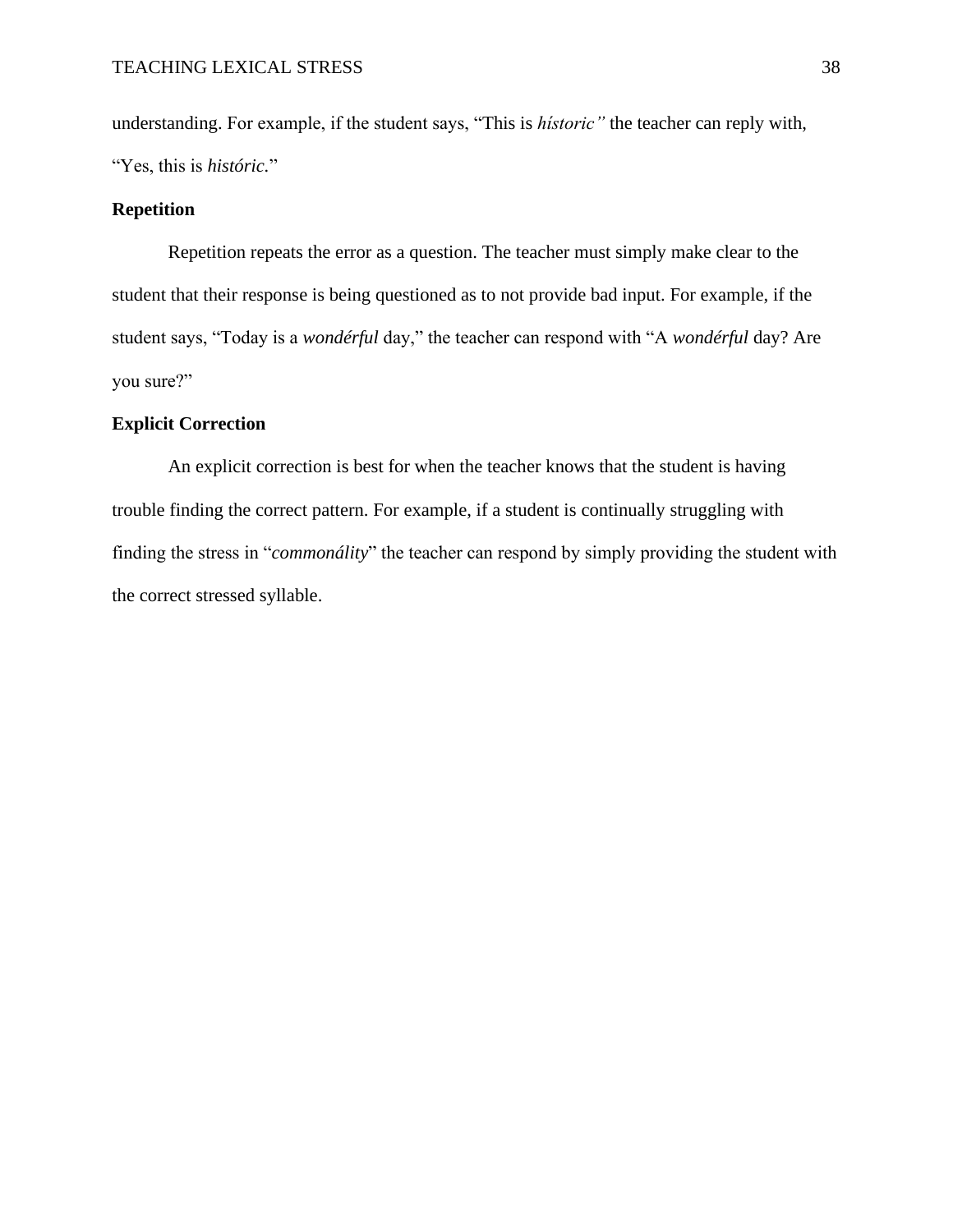understanding. For example, if the student says, "This is *hístoric"* the teacher can reply with, "Yes, this is *históric*."

### Repetition

Repetition repeats the error as a question. The teacher must simply make clear to the student that their response is being questioned as to not provide bad input. For example, if the student says, "Today is a *wondérful* day," the teacher can respond with "A *wondérful* day? Are you sure?"

### Explicit Correction

An explicit correction is best for when the teacher knows that the student is having trouble finding the correct pattern. For example, if a student is continually struggling with finding the stress in "*commonálity*" the teacher can respond by simply providing the student with the correct stressed syllable.